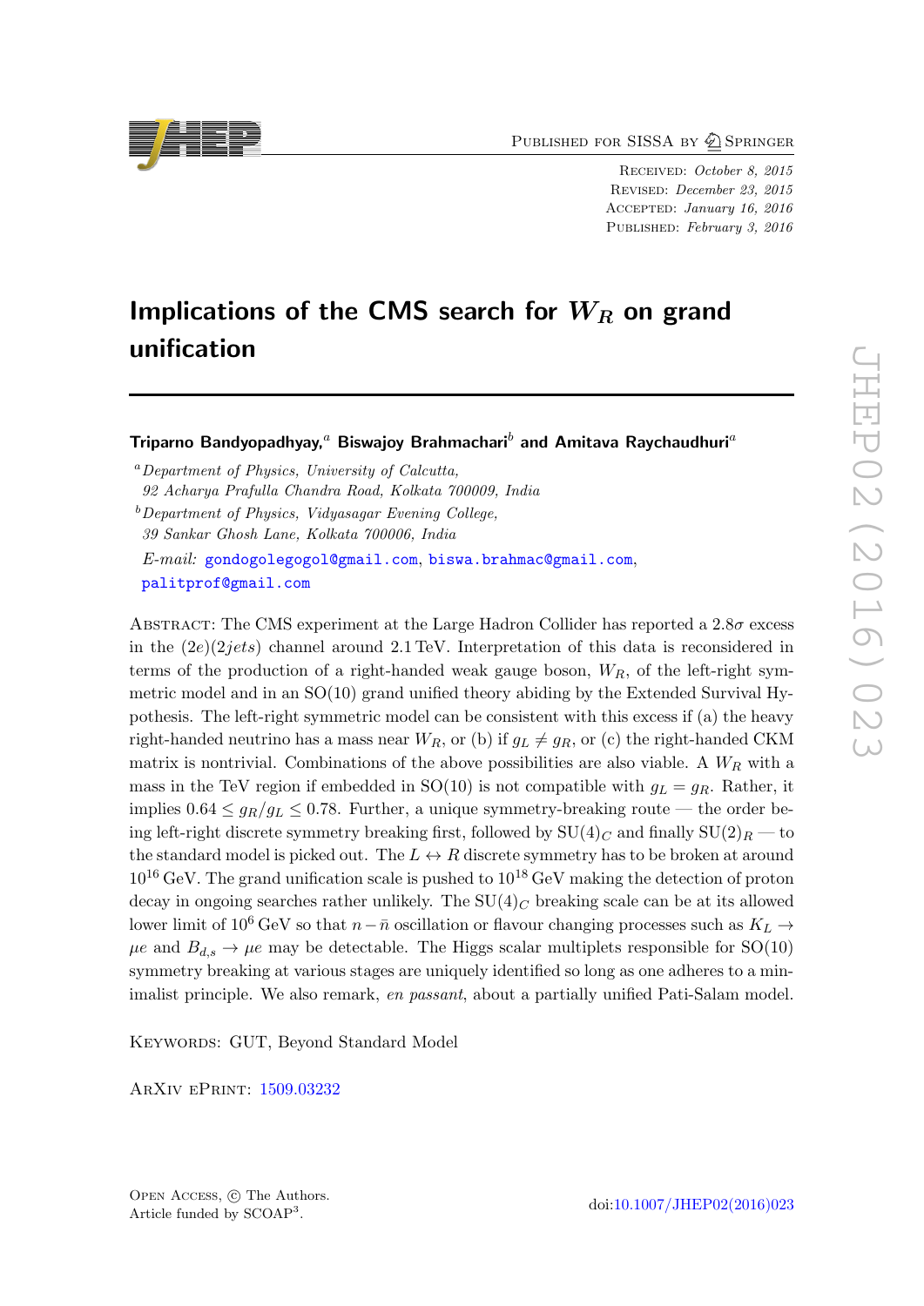Published for SISSA by Springer

Received: *October 8, 2015*
Revised: *December 23, 2015*
Accepted: *January 16, 2016*
Published: *February 3, 2016*

# Implications of the CMS search for $W_R$ on grand unification

**Triparno Bandyopadhyay,[a] Biswajoy Brahmachari[b] and Amitava Raychaudhuri[a]**

[a] *Department of Physics, University of Calcutta, 92 Acharya Prafulla Chandra Road, Kolkata 700009, India*

[b] *Department of Physics, Vidyasagar Evening College, 39 Sankar Ghosh Lane, Kolkata 700006, India*

*E-mail:* gondogolegogol@gmail.com, biswa.brahmac@gmail.com, palitprof@gmail.com

Abstract: The CMS experiment at the Large Hadron Collider has reported a $2.8\sigma$ excess in the $(2e)(2jets)$ channel around 2.1 TeV. Interpretation of this data is reconsidered in terms of the production of a right-handed weak gauge boson, $W_R$, of the left-right symmetric model and in an SO(10) grand unified theory abiding by the Extended Survival Hypothesis. The left-right symmetric model can be consistent with this excess if (a) the heavy right-handed neutrino has a mass near $W_R$, or (b) if $g_L \neq g_R$, or (c) the right-handed CKM matrix is nontrivial. Combinations of the above possibilities are also viable. A $W_R$ with a mass in the TeV region if embedded in SO(10) is not compatible with $g_L = g_R$. Rather, it implies $0.64 \leq g_R/g_L \leq 0.78$. Further, a unique symmetry-breaking route — the order being left-right discrete symmetry breaking first, followed by $\mathrm{SU}(4)_C$ and finally $\mathrm{SU}(2)_R$ — to the standard model is picked out. The $L \leftrightarrow R$ discrete symmetry has to be broken at around $10^{16}$ GeV. The grand unification scale is pushed to $10^{18}$ GeV making the detection of proton decay in ongoing searches rather unlikely. The $\mathrm{SU}(4)_C$ breaking scale can be at its allowed lower limit of $10^6$ GeV so that $n - \bar{n}$ oscillation or flavour changing processes such as $K_L \to \mu e$ and $B_{d,s} \to \mu e$ may be detectable. The Higgs scalar multiplets responsible for SO(10) symmetry breaking at various stages are uniquely identified so long as one adheres to a minimalist principle. We also remark, *en passant*, about a partially unified Pati-Salam model.

Keywords: GUT, Beyond Standard Model

ArXiv ePrint: 1509.03232

Open Access, © The Authors.
Article funded by SCOAP[3].

doi:10.1007/JHEP02(2016)023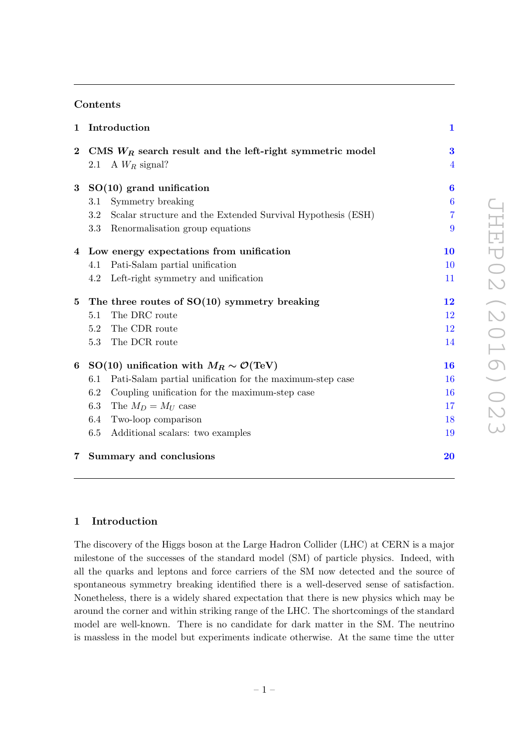## Contents

| | | |
|---|---|---|
| **1** | **Introduction** | **1** |
| **2** | **CMS $W_R$ search result and the left-right symmetric model** | **3** |
| 2.1 | A $W_R$ signal? | 4 |
| **3** | **SO(10) grand unification** | **6** |
| 3.1 | Symmetry breaking | 6 |
| 3.2 | Scalar structure and the Extended Survival Hypothesis (ESH) | 7 |
| 3.3 | Renormalisation group equations | 9 |
| **4** | **Low energy expectations from unification** | **10** |
| 4.1 | Pati-Salam partial unification | 10 |
| 4.2 | Left-right symmetry and unification | 11 |
| **5** | **The three routes of SO(10) symmetry breaking** | **12** |
| 5.1 | The DRC route | 12 |
| 5.2 | The CDR route | 12 |
| 5.3 | The DCR route | 14 |
| **6** | **SO(10) unification with $M_R \sim \mathcal{O}$(TeV)** | **16** |
| 6.1 | Pati-Salam partial unification for the maximum-step case | 16 |
| 6.2 | Coupling unification for the maximum-step case | 16 |
| 6.3 | The $M_D = M_U$ case | 17 |
| 6.4 | Two-loop comparison | 18 |
| 6.5 | Additional scalars: two examples | 19 |
| **7** | **Summary and conclusions** | **20** |

## 1 Introduction

The discovery of the Higgs boson at the Large Hadron Collider (LHC) at CERN is a major milestone of the successes of the standard model (SM) of particle physics. Indeed, with all the quarks and leptons and force carriers of the SM now detected and the source of spontaneous symmetry breaking identified there is a well-deserved sense of satisfaction. Nonetheless, there is a widely shared expectation that there is new physics which may be around the corner and within striking range of the LHC. The shortcomings of the standard model are well-known. There is no candidate for dark matter in the SM. The neutrino is massless in the model but experiments indicate otherwise. At the same time the utter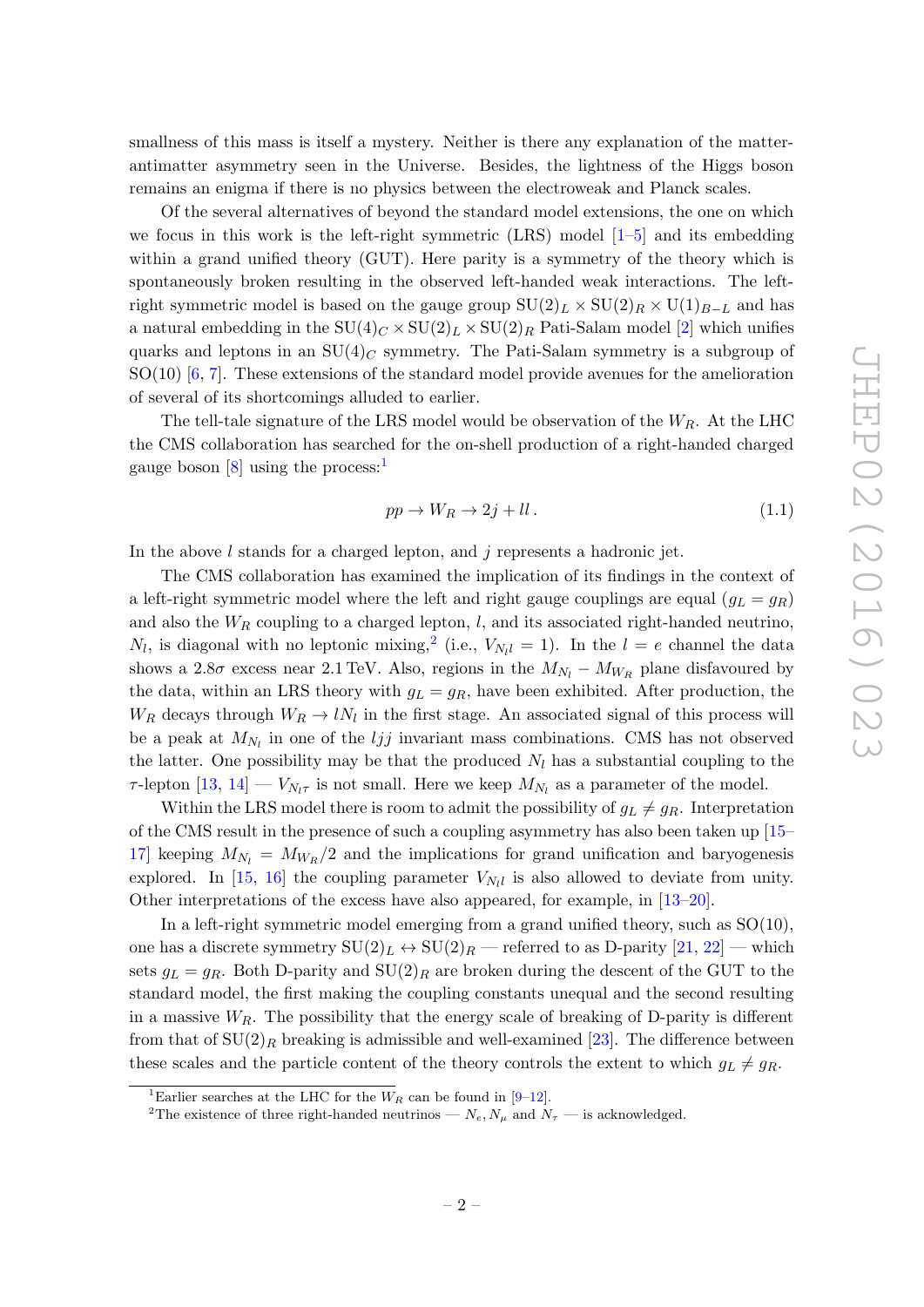smallness of this mass is itself a mystery. Neither is there any explanation of the matter-antimatter asymmetry seen in the Universe. Besides, the lightness of the Higgs boson remains an enigma if there is no physics between the electroweak and Planck scales.

Of the several alternatives of beyond the standard model extensions, the one on which we focus in this work is the left-right symmetric (LRS) model [1–5] and its embedding within a grand unified theory (GUT). Here parity is a symmetry of the theory which is spontaneously broken resulting in the observed left-handed weak interactions. The left-right symmetric model is based on the gauge group $SU(2)_L \times SU(2)_R \times U(1)_{B-L}$ and has a natural embedding in the $SU(4)_C \times SU(2)_L \times SU(2)_R$ Pati-Salam model [2] which unifies quarks and leptons in an $SU(4)_C$ symmetry. The Pati-Salam symmetry is a subgroup of SO(10) [6, 7]. These extensions of the standard model provide avenues for the amelioration of several of its shortcomings alluded to earlier.

The tell-tale signature of the LRS model would be observation of the $W_R$. At the LHC the CMS collaboration has searched for the on-shell production of a right-handed charged gauge boson [8] using the process:[1]

$$pp \to W_R \to 2j + ll\,. \tag{1.1}$$

In the above $l$ stands for a charged lepton, and $j$ represents a hadronic jet.

The CMS collaboration has examined the implication of its findings in the context of a left-right symmetric model where the left and right gauge couplings are equal ($g_L = g_R$) and also the $W_R$ coupling to a charged lepton, $l$, and its associated right-handed neutrino, $N_l$, is diagonal with no leptonic mixing,[2] (i.e., $V_{N_l l} = 1$). In the $l = e$ channel the data shows a $2.8\sigma$ excess near 2.1 TeV. Also, regions in the $M_{N_l} - M_{W_R}$ plane disfavoured by the data, within an LRS theory with $g_L = g_R$, have been exhibited. After production, the $W_R$ decays through $W_R \to lN_l$ in the first stage. An associated signal of this process will be a peak at $M_{N_l}$ in one of the $ljj$ invariant mass combinations. CMS has not observed the latter. One possibility may be that the produced $N_l$ has a substantial coupling to the $\tau$-lepton [13, 14] — $V_{N_l\tau}$ is not small. Here we keep $M_{N_l}$ as a parameter of the model.

Within the LRS model there is room to admit the possibility of $g_L \neq g_R$. Interpretation of the CMS result in the presence of such a coupling asymmetry has also been taken up [15–17] keeping $M_{N_l} = M_{W_R}/2$ and the implications for grand unification and baryogenesis explored. In [15, 16] the coupling parameter $V_{N_l l}$ is also allowed to deviate from unity. Other interpretations of the excess have also appeared, for example, in [13–20].

In a left-right symmetric model emerging from a grand unified theory, such as SO(10), one has a discrete symmetry $SU(2)_L \leftrightarrow SU(2)_R$ — referred to as D-parity [21, 22] — which sets $g_L = g_R$. Both D-parity and $SU(2)_R$ are broken during the descent of the GUT to the standard model, the first making the coupling constants unequal and the second resulting in a massive $W_R$. The possibility that the energy scale of breaking of D-parity is different from that of $SU(2)_R$ breaking is admissible and well-examined [23]. The difference between these scales and the particle content of the theory controls the extent to which $g_L \neq g_R$.

[1] Earlier searches at the LHC for the $W_R$ can be found in [9–12].

[2] The existence of three right-handed neutrinos — $N_e, N_\mu$ and $N_\tau$ — is acknowledged.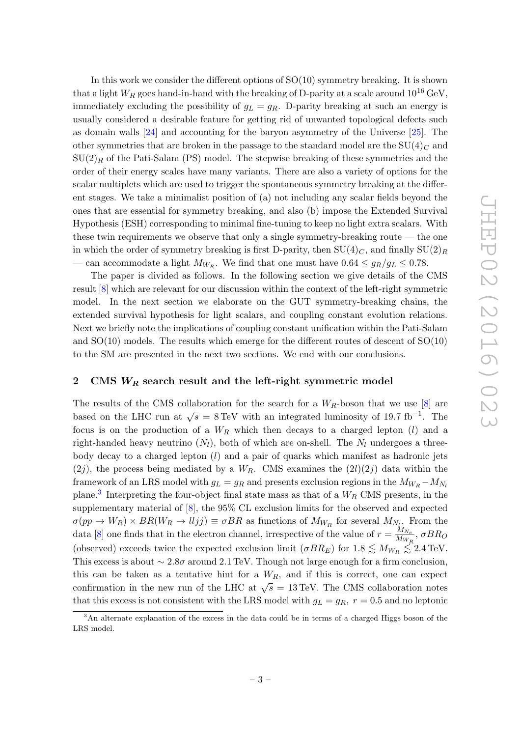In this work we consider the different options of SO(10) symmetry breaking. It is shown that a light $W_R$ goes hand-in-hand with the breaking of D-parity at a scale around $10^{16}$ GeV, immediately excluding the possibility of $g_L = g_R$. D-parity breaking at such an energy is usually considered a desirable feature for getting rid of unwanted topological defects such as domain walls [24] and accounting for the baryon asymmetry of the Universe [25]. The other symmetries that are broken in the passage to the standard model are the $SU(4)_C$ and $SU(2)_R$ of the Pati-Salam (PS) model. The stepwise breaking of these symmetries and the order of their energy scales have many variants. There are also a variety of options for the scalar multiplets which are used to trigger the spontaneous symmetry breaking at the different stages. We take a minimalist position of (a) not including any scalar fields beyond the ones that are essential for symmetry breaking, and also (b) impose the Extended Survival Hypothesis (ESH) corresponding to minimal fine-tuning to keep no light extra scalars. With these twin requirements we observe that only a single symmetry-breaking route — the one in which the order of symmetry breaking is first D-parity, then $SU(4)_C$, and finally $SU(2)_R$ — can accommodate a light $M_{W_R}$. We find that one must have $0.64 \leq g_R/g_L \leq 0.78$.

The paper is divided as follows. In the following section we give details of the CMS result [8] which are relevant for our discussion within the context of the left-right symmetric model. In the next section we elaborate on the GUT symmetry-breaking chains, the extended survival hypothesis for light scalars, and coupling constant evolution relations. Next we briefly note the implications of coupling constant unification within the Pati-Salam and SO(10) models. The results which emerge for the different routes of descent of SO(10) to the SM are presented in the next two sections. We end with our conclusions.

## 2 CMS $W_R$ search result and the left-right symmetric model

The results of the CMS collaboration for the search for a $W_R$-boson that we use [8] are based on the LHC run at $\sqrt{s} = 8$ TeV with an integrated luminosity of 19.7 fb$^{-1}$. The focus is on the production of a $W_R$ which then decays to a charged lepton ($l$) and a right-handed heavy neutrino ($N_l$), both of which are on-shell. The $N_l$ undergoes a three-body decay to a charged lepton ($l$) and a pair of quarks which manifest as hadronic jets ($2j$), the process being mediated by a $W_R$. CMS examines the $(2l)(2j)$ data within the framework of an LRS model with $g_L = g_R$ and presents exclusion regions in the $M_{W_R} - M_{N_l}$ plane.[3] Interpreting the four-object final state mass as that of a $W_R$ CMS presents, in the supplementary material of [8], the 95% CL exclusion limits for the observed and expected $\sigma(pp \to W_R) \times BR(W_R \to lljj) \equiv \sigma BR$ as functions of $M_{W_R}$ for several $M_{N_l}$. From the data [8] one finds that in the electron channel, irrespective of the value of $r = \frac{M_{N_e}}{M_{W_R}}$, $\sigma BR_O$ (observed) exceeds twice the expected exclusion limit ($\sigma BR_E$) for $1.8 \lesssim M_{W_R} \lesssim 2.4$ TeV. This excess is about $\sim 2.8\sigma$ around 2.1 TeV. Though not large enough for a firm conclusion, this can be taken as a tentative hint for a $W_R$, and if this is correct, one can expect confirmation in the new run of the LHC at $\sqrt{s} = 13$ TeV. The CMS collaboration notes that this excess is not consistent with the LRS model with $g_L = g_R$, $r = 0.5$ and no leptonic

[3] An alternate explanation of the excess in the data could be in terms of a charged Higgs boson of the LRS model.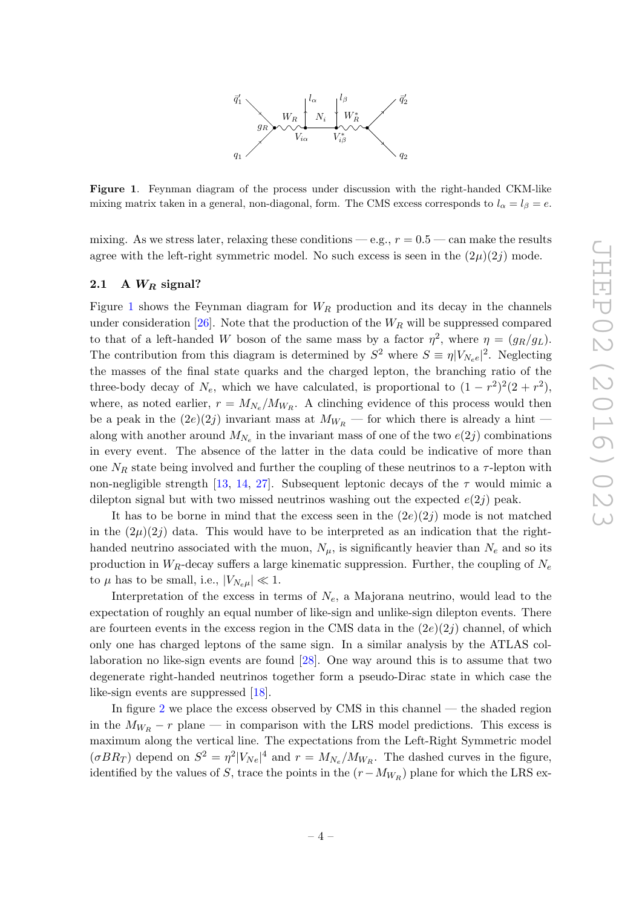**Figure 1**. Feynman diagram of the process under discussion with the right-handed CKM-like mixing matrix taken in a general, non-diagonal, form. The CMS excess corresponds to $l_\alpha = l_\beta = e$.

mixing. As we stress later, relaxing these conditions — e.g., $r = 0.5$ — can make the results agree with the left-right symmetric model. No such excess is seen in the $(2\mu)(2j)$ mode.

### 2.1 A $W_R$ signal?

Figure 1 shows the Feynman diagram for $W_R$ production and its decay in the channels under consideration [26]. Note that the production of the $W_R$ will be suppressed compared to that of a left-handed $W$ boson of the same mass by a factor $\eta^2$, where $\eta = (g_R/g_L)$. The contribution from this diagram is determined by $S^2$ where $S \equiv \eta |V_{N_e e}|^2$. Neglecting the masses of the final state quarks and the charged lepton, the branching ratio of the three-body decay of $N_e$, which we have calculated, is proportional to $(1 - r^2)^2(2 + r^2)$, where, as noted earlier, $r = M_{N_e}/M_{W_R}$. A clinching evidence of this process would then be a peak in the $(2e)(2j)$ invariant mass at $M_{W_R}$ — for which there is already a hint — along with another around $M_{N_e}$ in the invariant mass of one of the two $e(2j)$ combinations in every event. The absence of the latter in the data could be indicative of more than one $N_R$ state being involved and further the coupling of these neutrinos to a $\tau$-lepton with non-negligible strength [13, 14, 27]. Subsequent leptonic decays of the $\tau$ would mimic a dilepton signal but with two missed neutrinos washing out the expected $e(2j)$ peak.

It has to be borne in mind that the excess seen in the $(2e)(2j)$ mode is not matched in the $(2\mu)(2j)$ data. This would have to be interpreted as an indication that the right-handed neutrino associated with the muon, $N_\mu$, is significantly heavier than $N_e$ and so its production in $W_R$-decay suffers a large kinematic suppression. Further, the coupling of $N_e$ to $\mu$ has to be small, i.e., $|V_{N_e\mu}| \ll 1$.

Interpretation of the excess in terms of $N_e$, a Majorana neutrino, would lead to the expectation of roughly an equal number of like-sign and unlike-sign dilepton events. There are fourteen events in the excess region in the CMS data in the $(2e)(2j)$ channel, of which only one has charged leptons of the same sign. In a similar analysis by the ATLAS collaboration no like-sign events are found [28]. One way around this is to assume that two degenerate right-handed neutrinos together form a pseudo-Dirac state in which case the like-sign events are suppressed [18].

In figure 2 we place the excess observed by CMS in this channel — the shaded region in the $M_{W_R} - r$ plane — in comparison with the LRS model predictions. This excess is maximum along the vertical line. The expectations from the Left-Right Symmetric model $(\sigma BR_T)$ depend on $S^2 = \eta^2 |V_{Ne}|^4$ and $r = M_{N_e}/M_{W_R}$. The dashed curves in the figure, identified by the values of $S$, trace the points in the $(r - M_{W_R})$ plane for which the LRS ex-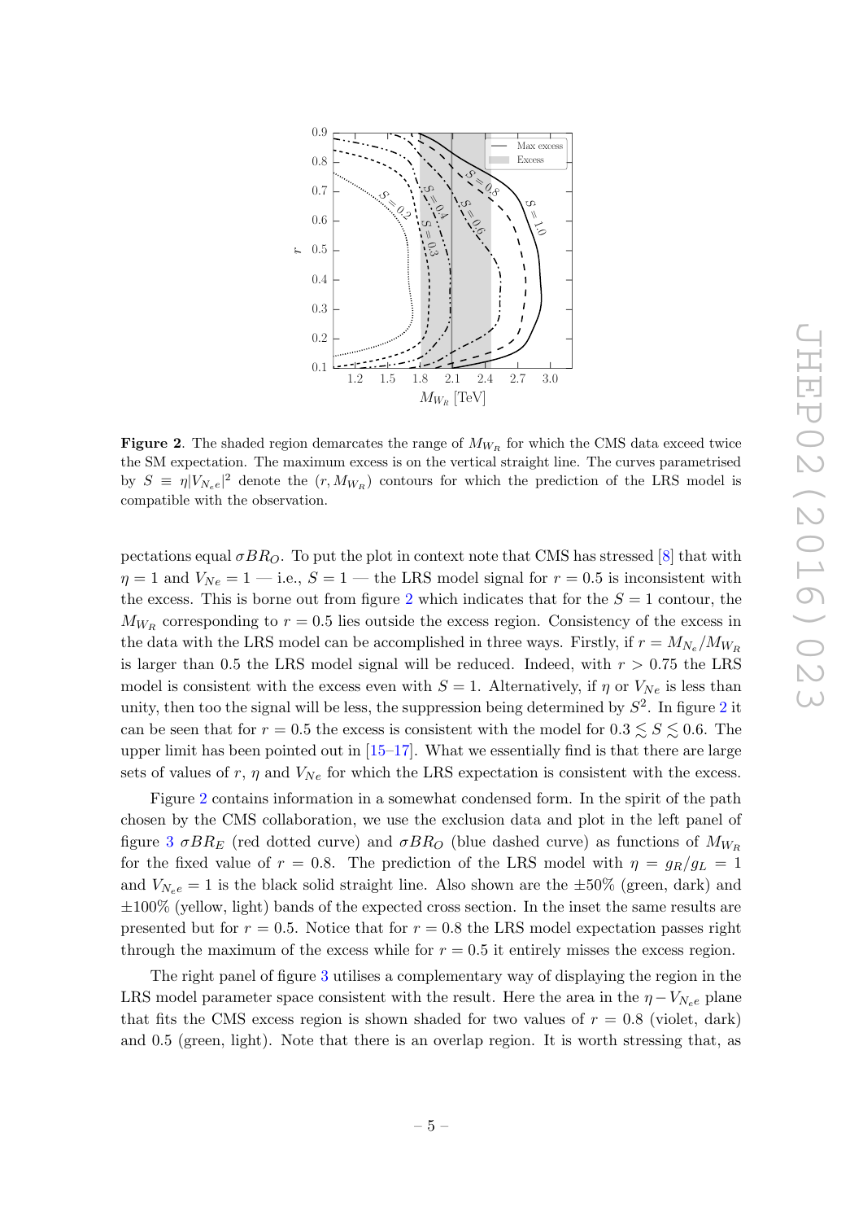**Figure 2**. The shaded region demarcates the range of $M_{W_R}$ for which the CMS data exceed twice the SM expectation. The maximum excess is on the vertical straight line. The curves parametrised by $S \equiv \eta |V_{N_e e}|^2$ denote the $(r, M_{W_R})$ contours for which the prediction of the LRS model is compatible with the observation.

pectations equal $\sigma BR_O$. To put the plot in context note that CMS has stressed [8] that with $\eta = 1$ and $V_{Ne} = 1$ — i.e., $S = 1$ — the LRS model signal for $r = 0.5$ is inconsistent with the excess. This is borne out from figure 2 which indicates that for the $S = 1$ contour, the $M_{W_R}$ corresponding to $r = 0.5$ lies outside the excess region. Consistency of the excess in the data with the LRS model can be accomplished in three ways. Firstly, if $r = M_{N_e}/M_{W_R}$ is larger than 0.5 the LRS model signal will be reduced. Indeed, with $r > 0.75$ the LRS model is consistent with the excess even with $S = 1$. Alternatively, if $\eta$ or $V_{Ne}$ is less than unity, then too the signal will be less, the suppression being determined by $S^2$. In figure 2 it can be seen that for $r = 0.5$ the excess is consistent with the model for $0.3 \lesssim S \lesssim 0.6$. The upper limit has been pointed out in [15–17]. What we essentially find is that there are large sets of values of $r$, $\eta$ and $V_{Ne}$ for which the LRS expectation is consistent with the excess.

Figure 2 contains information in a somewhat condensed form. In the spirit of the path chosen by the CMS collaboration, we use the exclusion data and plot in the left panel of figure 3 $\sigma BR_E$ (red dotted curve) and $\sigma BR_O$ (blue dashed curve) as functions of $M_{W_R}$ for the fixed value of $r = 0.8$. The prediction of the LRS model with $\eta = g_R/g_L = 1$ and $V_{N_e e} = 1$ is the black solid straight line. Also shown are the $\pm 50\%$ (green, dark) and $\pm 100\%$ (yellow, light) bands of the expected cross section. In the inset the same results are presented but for $r = 0.5$. Notice that for $r = 0.8$ the LRS model expectation passes right through the maximum of the excess while for $r = 0.5$ it entirely misses the excess region.

The right panel of figure 3 utilises a complementary way of displaying the region in the LRS model parameter space consistent with the result. Here the area in the $\eta - V_{N_e e}$ plane that fits the CMS excess region is shown shaded for two values of $r = 0.8$ (violet, dark) and 0.5 (green, light). Note that there is an overlap region. It is worth stressing that, as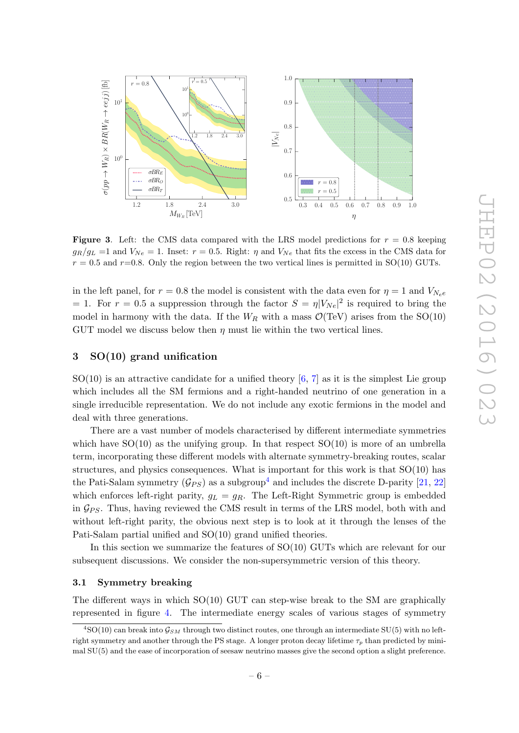**Figure 3**. Left: the CMS data compared with the LRS model predictions for $r = 0.8$ keeping $g_R/g_L$ =1 and $V_{Ne}$ = 1. Inset: $r = 0.5$. Right: $\eta$ and $V_{Ne}$ that fits the excess in the CMS data for $r = 0.5$ and $r$=0.8. Only the region between the two vertical lines is permitted in SO(10) GUTs.

in the left panel, for $r = 0.8$ the model is consistent with the data even for $\eta = 1$ and $V_{N_e e}$ = 1. For $r = 0.5$ a suppression through the factor $S = \eta|V_{Ne}|^2$ is required to bring the model in harmony with the data. If the $W_R$ with a mass $\mathcal{O}$(TeV) arises from the SO(10) GUT model we discuss below then $\eta$ must lie within the two vertical lines.

## 3 SO(10) grand unification

SO(10) is an attractive candidate for a unified theory [6, 7] as it is the simplest Lie group which includes all the SM fermions and a right-handed neutrino of one generation in a single irreducible representation. We do not include any exotic fermions in the model and deal with three generations.

There are a vast number of models characterised by different intermediate symmetries which have SO(10) as the unifying group. In that respect SO(10) is more of an umbrella term, incorporating these different models with alternate symmetry-breaking routes, scalar structures, and physics consequences. What is important for this work is that SO(10) has the Pati-Salam symmetry ($\mathcal{G}_{PS}$) as a subgroup[4] and includes the discrete D-parity [21, 22] which enforces left-right parity, $g_L = g_R$. The Left-Right Symmetric group is embedded in $\mathcal{G}_{PS}$. Thus, having reviewed the CMS result in terms of the LRS model, both with and without left-right parity, the obvious next step is to look at it through the lenses of the Pati-Salam partial unified and SO(10) grand unified theories.

In this section we summarize the features of SO(10) GUTs which are relevant for our subsequent discussions. We consider the non-supersymmetric version of this theory.

### 3.1 Symmetry breaking

The different ways in which SO(10) GUT can step-wise break to the SM are graphically represented in figure 4. The intermediate energy scales of various stages of symmetry

[4] SO(10) can break into $\mathcal{G}_{SM}$ through two distinct routes, one through an intermediate SU(5) with no left-right symmetry and another through the PS stage. A longer proton decay lifetime $\tau_p$ than predicted by minimal SU(5) and the ease of incorporation of seesaw neutrino masses give the second option a slight preference.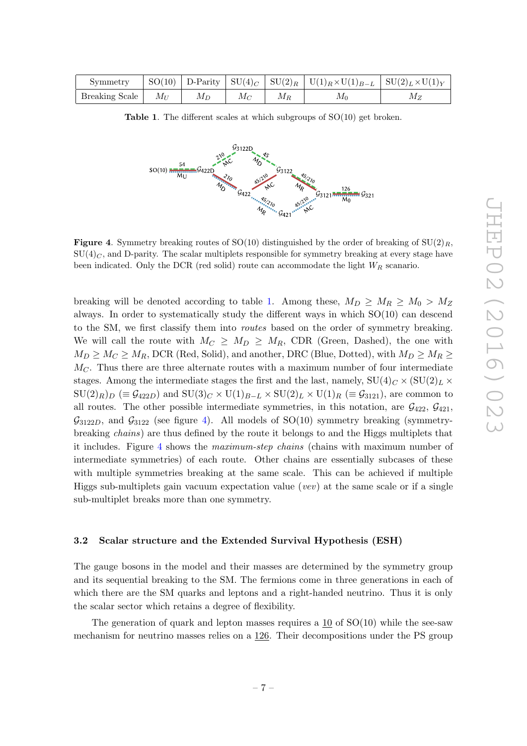| Symmetry | SO(10) | D-Parity | $\mathrm{SU}(4)_C$ | $\mathrm{SU}(2)_R$ | $\mathrm{U}(1)_R\times\mathrm{U}(1)_{B-L}$ | $\mathrm{SU}(2)_L\times\mathrm{U}(1)_Y$ |
|---|---|---|---|---|---|---|
| Breaking Scale | $M_U$ | $M_D$ | $M_C$ | $M_R$ | $M_0$ | $M_Z$ |

**Table 1**. The different scales at which subgroups of SO(10) get broken.

**Figure 4**. Symmetry breaking routes of SO(10) distinguished by the order of breaking of $\mathrm{SU}(2)_R$, $\mathrm{SU}(4)_C$, and D-parity. The scalar multiplets responsible for symmetry breaking at every stage have been indicated. Only the DCR (red solid) route can accommodate the light $W_R$ scenario.

breaking will be denoted according to table 1. Among these, $M_D \geq M_R \geq M_0 > M_Z$ always. In order to systematically study the different ways in which SO(10) can descend to the SM, we first classify them into *routes* based on the order of symmetry breaking. We will call the route with $M_C \geq M_D \geq M_R$, CDR (Green, Dashed), the one with $M_D \geq M_C \geq M_R$, DCR (Red, Solid), and another, DRC (Blue, Dotted), with $M_D \geq M_R \geq M_C$. Thus there are three alternate routes with a maximum number of four intermediate stages. Among the intermediate stages the first and the last, namely, $\mathrm{SU}(4)_C \times (\mathrm{SU}(2)_L \times \mathrm{SU}(2)_R)_D$ ($\equiv \mathcal{G}_{422D}$) and $\mathrm{SU}(3)_C \times \mathrm{U}(1)_{B-L} \times \mathrm{SU}(2)_L \times \mathrm{U}(1)_R$ ($\equiv \mathcal{G}_{3121}$), are common to all routes. The other possible intermediate symmetries, in this notation, are $\mathcal{G}_{422}$, $\mathcal{G}_{421}$, $\mathcal{G}_{3122D}$, and $\mathcal{G}_{3122}$ (see figure 4). All models of SO(10) symmetry breaking (symmetry-breaking *chains*) are thus defined by the route it belongs to and the Higgs multiplets that it includes. Figure 4 shows the *maximum-step chains* (chains with maximum number of intermediate symmetries) of each route. Other chains are essentially subcases of these with multiple symmetries breaking at the same scale. This can be achieved if multiple Higgs sub-multiplets gain vacuum expectation value (*vev*) at the same scale or if a single sub-multiplet breaks more than one symmetry.

### 3.2 Scalar structure and the Extended Survival Hypothesis (ESH)

The gauge bosons in the model and their masses are determined by the symmetry group and its sequential breaking to the SM. The fermions come in three generations in each of which there are the SM quarks and leptons and a right-handed neutrino. Thus it is only the scalar sector which retains a degree of flexibility.

The generation of quark and lepton masses requires a $\underline{10}$ of SO(10) while the see-saw mechanism for neutrino masses relies on a $\underline{126}$. Their decompositions under the PS group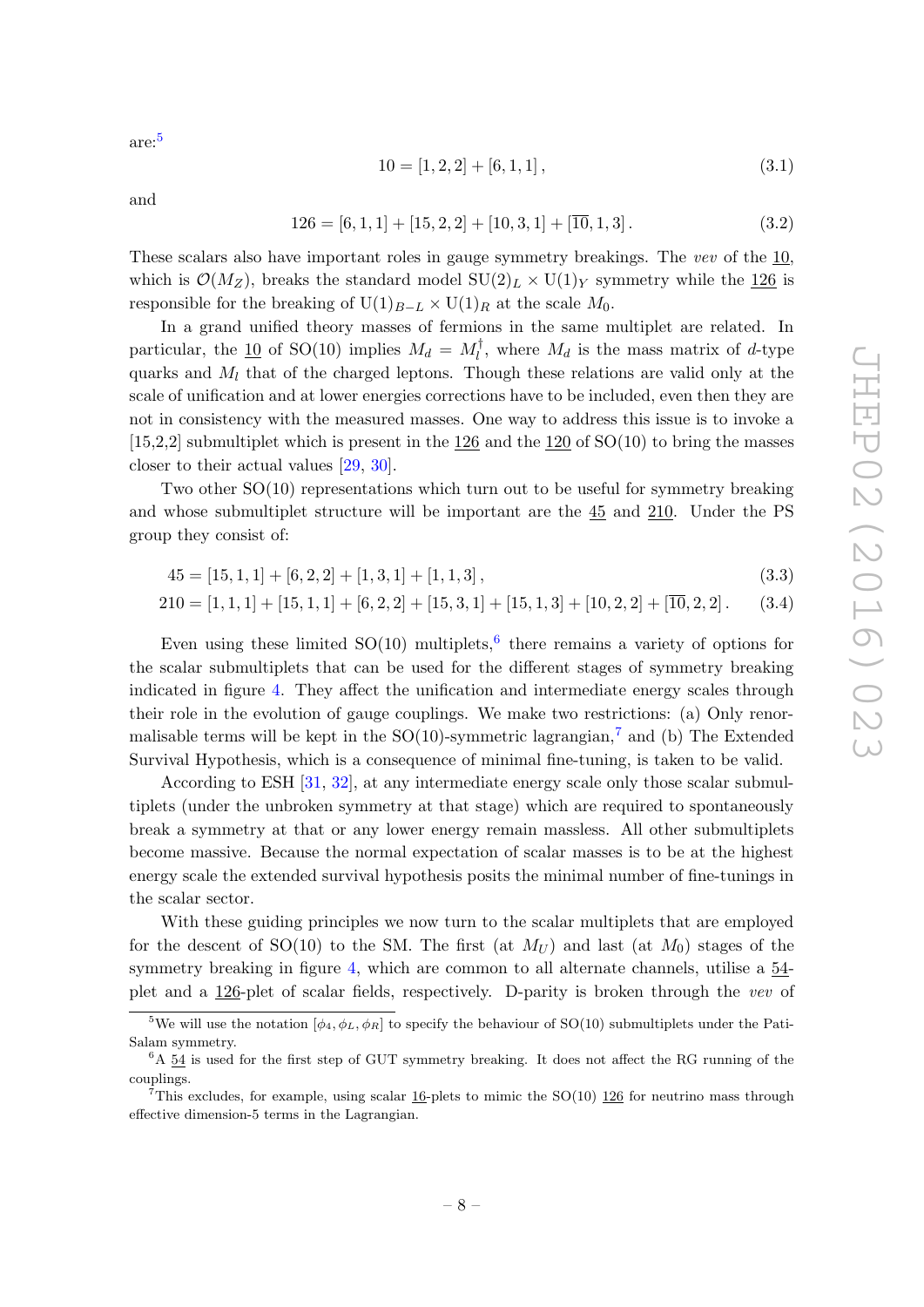are:[5]

$$10 = [1, 2, 2] + [6, 1, 1]\,, \tag{3.1}$$

and

$$126 = [6, 1, 1] + [15, 2, 2] + [10, 3, 1] + [\overline{10}, 1, 3]\,. \tag{3.2}$$

These scalars also have important roles in gauge symmetry breakings. The *vev* of the 10, which is $\mathcal{O}(M_Z)$, breaks the standard model $\mathrm{SU}(2)_L \times \mathrm{U}(1)_Y$ symmetry while the 126 is responsible for the breaking of $\mathrm{U}(1)_{B-L} \times \mathrm{U}(1)_R$ at the scale $M_0$.

In a grand unified theory masses of fermions in the same multiplet are related. In particular, the 10 of SO(10) implies $M_d = M_l^\dagger$, where $M_d$ is the mass matrix of $d$-type quarks and $M_l$ that of the charged leptons. Though these relations are valid only at the scale of unification and at lower energies corrections have to be included, even then they are not in consistency with the measured masses. One way to address this issue is to invoke a [15,2,2] submultiplet which is present in the 126 and the 120 of SO(10) to bring the masses closer to their actual values [29, 30].

Two other SO(10) representations which turn out to be useful for symmetry breaking and whose submultiplet structure will be important are the 45 and 210. Under the PS group they consist of:

$$45 = [15, 1, 1] + [6, 2, 2] + [1, 3, 1] + [1, 1, 3]\,, \tag{3.3}$$

$$210 = [1, 1, 1] + [15, 1, 1] + [6, 2, 2] + [15, 3, 1] + [15, 1, 3] + [10, 2, 2] + [\overline{10}, 2, 2]\,. \tag{3.4}$$

Even using these limited SO(10) multiplets,[6] there remains a variety of options for the scalar submultiplets that can be used for the different stages of symmetry breaking indicated in figure 4. They affect the unification and intermediate energy scales through their role in the evolution of gauge couplings. We make two restrictions: (a) Only renormalisable terms will be kept in the SO(10)-symmetric lagrangian,[7] and (b) The Extended Survival Hypothesis, which is a consequence of minimal fine-tuning, is taken to be valid.

According to ESH [31, 32], at any intermediate energy scale only those scalar submultiplets (under the unbroken symmetry at that stage) which are required to spontaneously break a symmetry at that or any lower energy remain massless. All other submultiplets become massive. Because the normal expectation of scalar masses is to be at the highest energy scale the extended survival hypothesis posits the minimal number of fine-tunings in the scalar sector.

With these guiding principles we now turn to the scalar multiplets that are employed for the descent of SO(10) to the SM. The first (at $M_U$) and last (at $M_0$) stages of the symmetry breaking in figure 4, which are common to all alternate channels, utilise a 54-plet and a 126-plet of scalar fields, respectively. D-parity is broken through the *vev* of

---

[5] We will use the notation $[\phi_4, \phi_L, \phi_R]$ to specify the behaviour of SO(10) submultiplets under the Pati-Salam symmetry.

[6] A 54 is used for the first step of GUT symmetry breaking. It does not affect the RG running of the couplings.

[7] This excludes, for example, using scalar 16-plets to mimic the SO(10) 126 for neutrino mass through effective dimension-5 terms in the Lagrangian.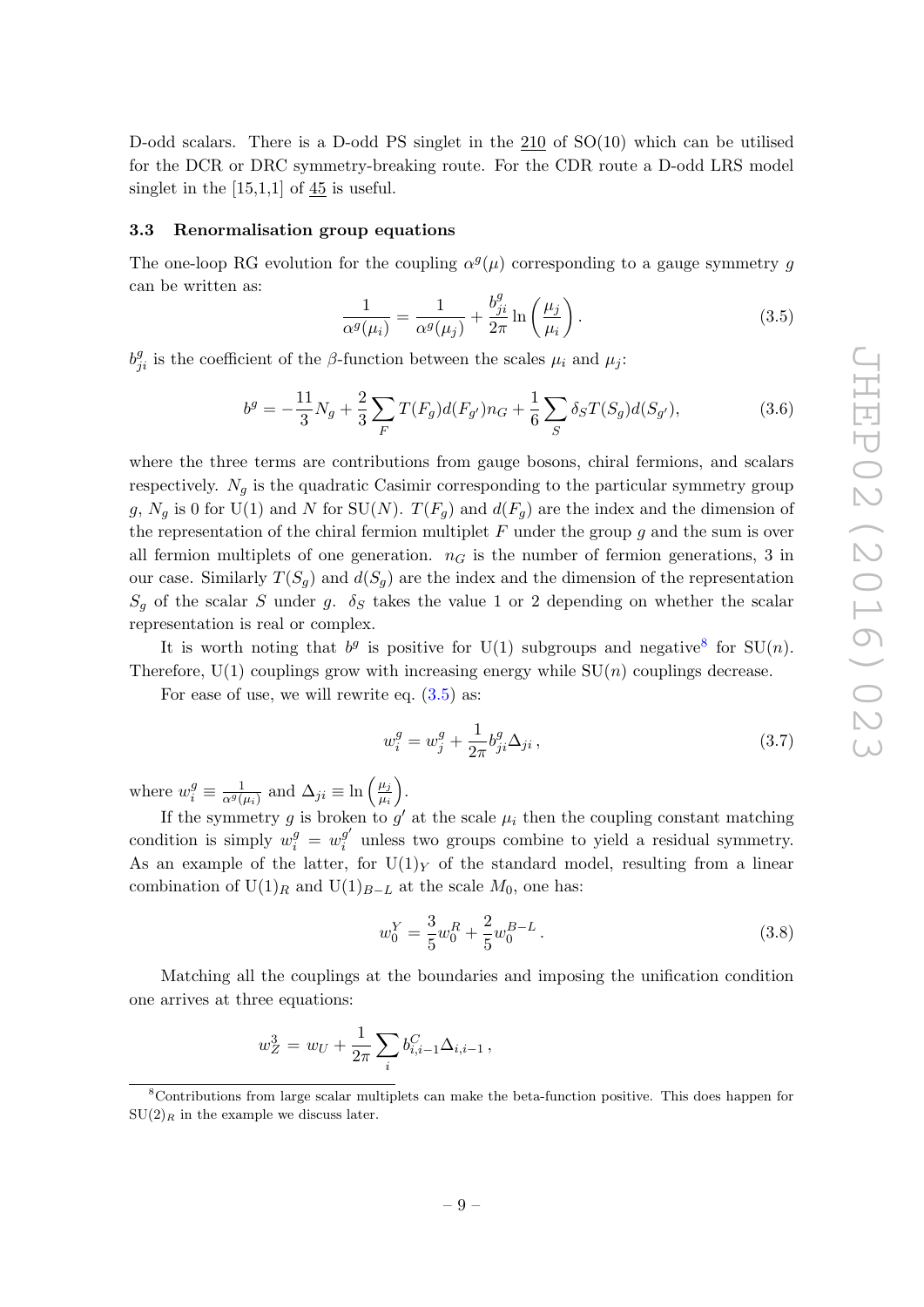D-odd scalars. There is a D-odd PS singlet in the 210 of SO(10) which can be utilised for the DCR or DRC symmetry-breaking route. For the CDR route a D-odd LRS model singlet in the [15,1,1] of 45 is useful.

### 3.3 Renormalisation group equations

The one-loop RG evolution for the coupling $\alpha^g(\mu)$ corresponding to a gauge symmetry $g$ can be written as:

$$\frac{1}{\alpha^g(\mu_i)} = \frac{1}{\alpha^g(\mu_j)} + \frac{b^g_{ji}}{2\pi} \ln\left(\frac{\mu_j}{\mu_i}\right). \tag{3.5}$$

$b^g_{ji}$ is the coefficient of the $\beta$-function between the scales $\mu_i$ and $\mu_j$:

$$b^g = -\frac{11}{3}N_g + \frac{2}{3}\sum_F T(F_g)d(F_{g'})n_G + \frac{1}{6}\sum_S \delta_S T(S_g)d(S_{g'}), \tag{3.6}$$

where the three terms are contributions from gauge bosons, chiral fermions, and scalars respectively. $N_g$ is the quadratic Casimir corresponding to the particular symmetry group $g$, $N_g$ is 0 for U(1) and $N$ for SU($N$). $T(F_g)$ and $d(F_g)$ are the index and the dimension of the representation of the chiral fermion multiplet $F$ under the group $g$ and the sum is over all fermion multiplets of one generation. $n_G$ is the number of fermion generations, 3 in our case. Similarly $T(S_g)$ and $d(S_g)$ are the index and the dimension of the representation $S_g$ of the scalar $S$ under $g$. $\delta_S$ takes the value 1 or 2 depending on whether the scalar representation is real or complex.

It is worth noting that $b^g$ is positive for U(1) subgroups and negative[8] for SU($n$). Therefore, U(1) couplings grow with increasing energy while SU($n$) couplings decrease.

For ease of use, we will rewrite eq. (3.5) as:

$$w^g_i = w^g_j + \frac{1}{2\pi} b^g_{ji}\Delta_{ji}, \tag{3.7}$$

where $w^g_i \equiv \frac{1}{\alpha^g(\mu_i)}$ and $\Delta_{ji} \equiv \ln\left(\frac{\mu_j}{\mu_i}\right)$.

If the symmetry $g$ is broken to $g'$ at the scale $\mu_i$ then the coupling constant matching condition is simply $w^g_i = w^{g'}_i$ unless two groups combine to yield a residual symmetry. As an example of the latter, for $\mathrm{U}(1)_Y$ of the standard model, resulting from a linear combination of $\mathrm{U}(1)_R$ and $\mathrm{U}(1)_{B-L}$ at the scale $M_0$, one has:

$$w^Y_0 = \frac{3}{5}w^R_0 + \frac{2}{5}w^{B-L}_0. \tag{3.8}$$

Matching all the couplings at the boundaries and imposing the unification condition one arrives at three equations:

$$w^3_Z = w_U + \frac{1}{2\pi}\sum_i b^C_{i,i-1}\Delta_{i,i-1},$$

[8] Contributions from large scalar multiplets can make the beta-function positive. This does happen for $\mathrm{SU}(2)_R$ in the example we discuss later.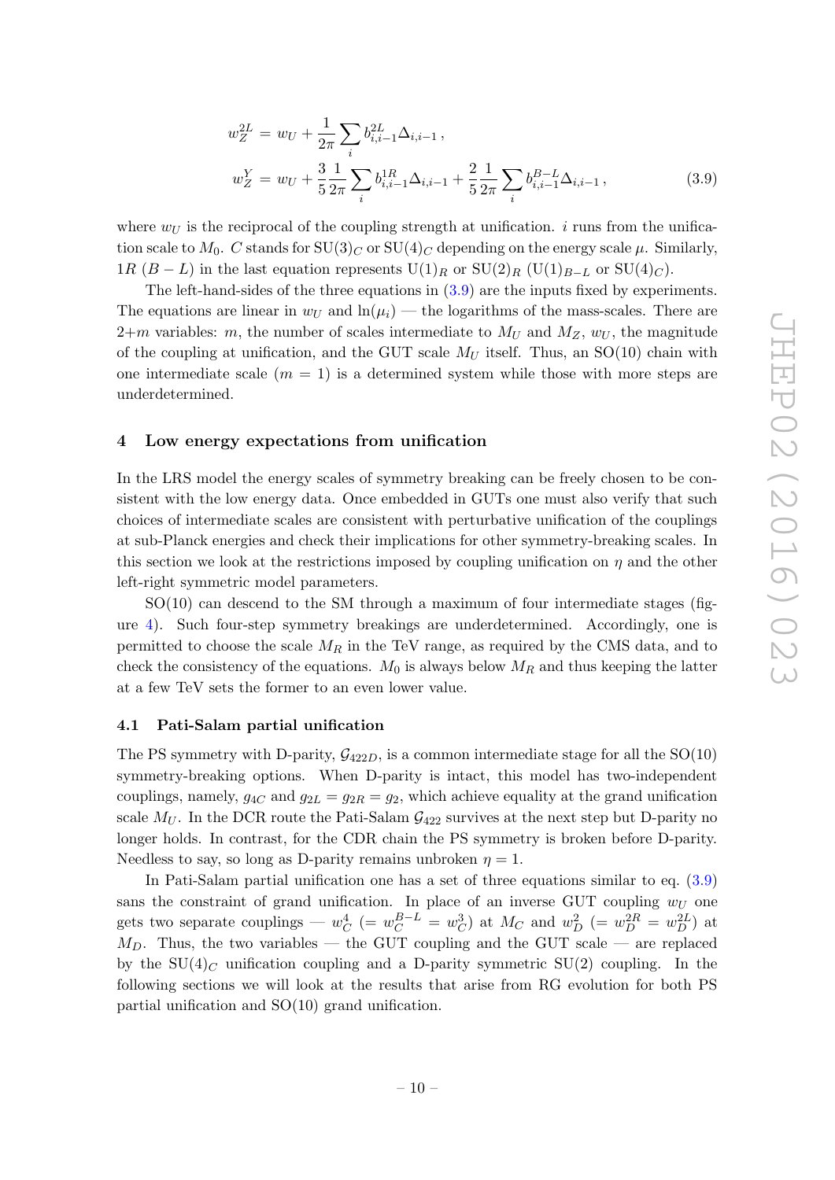$$
\begin{aligned}
w_Z^{2L} &= w_U + \frac{1}{2\pi}\sum_i b_{i,i-1}^{2L}\Delta_{i,i-1}\,, \\
w_Z^{Y} &= w_U + \frac{3}{5}\frac{1}{2\pi}\sum_i b_{i,i-1}^{1R}\Delta_{i,i-1} + \frac{2}{5}\frac{1}{2\pi}\sum_i b_{i,i-1}^{B-L}\Delta_{i,i-1}\,,
\end{aligned} \tag{3.9}
$$

where $w_U$ is the reciprocal of the coupling strength at unification. $i$ runs from the unification scale to $M_0$. $C$ stands for $\mathrm{SU}(3)_C$ or $\mathrm{SU}(4)_C$ depending on the energy scale $\mu$. Similarly, $1R$ $(B-L)$ in the last equation represents $\mathrm{U}(1)_R$ or $\mathrm{SU}(2)_R$ ($\mathrm{U}(1)_{B-L}$ or $\mathrm{SU}(4)_C$).

The left-hand-sides of the three equations in (3.9) are the inputs fixed by experiments. The equations are linear in $w_U$ and $\ln(\mu_i)$ — the logarithms of the mass-scales. There are $2{+}m$ variables: $m$, the number of scales intermediate to $M_U$ and $M_Z$, $w_U$, the magnitude of the coupling at unification, and the GUT scale $M_U$ itself. Thus, an SO(10) chain with one intermediate scale ($m = 1$) is a determined system while those with more steps are underdetermined.

## 4 Low energy expectations from unification

In the LRS model the energy scales of symmetry breaking can be freely chosen to be consistent with the low energy data. Once embedded in GUTs one must also verify that such choices of intermediate scales are consistent with perturbative unification of the couplings at sub-Planck energies and check their implications for other symmetry-breaking scales. In this section we look at the restrictions imposed by coupling unification on $\eta$ and the other left-right symmetric model parameters.

SO(10) can descend to the SM through a maximum of four intermediate stages (figure 4). Such four-step symmetry breakings are underdetermined. Accordingly, one is permitted to choose the scale $M_R$ in the TeV range, as required by the CMS data, and to check the consistency of the equations. $M_0$ is always below $M_R$ and thus keeping the latter at a few TeV sets the former to an even lower value.

### 4.1 Pati-Salam partial unification

The PS symmetry with D-parity, $\mathcal{G}_{422D}$, is a common intermediate stage for all the SO(10) symmetry-breaking options. When D-parity is intact, this model has two-independent couplings, namely, $g_{4C}$ and $g_{2L} = g_{2R} = g_2$, which achieve equality at the grand unification scale $M_U$. In the DCR route the Pati-Salam $\mathcal{G}_{422}$ survives at the next step but D-parity no longer holds. In contrast, for the CDR chain the PS symmetry is broken before D-parity. Needless to say, so long as D-parity remains unbroken $\eta = 1$.

In Pati-Salam partial unification one has a set of three equations similar to eq. (3.9) sans the constraint of grand unification. In place of an inverse GUT coupling $w_U$ one gets two separate couplings — $w_C^4$ $(= w_C^{B-L} = w_C^3)$ at $M_C$ and $w_D^2$ $(= w_D^{2R} = w_D^{2L})$ at $M_D$. Thus, the two variables — the GUT coupling and the GUT scale — are replaced by the $\mathrm{SU}(4)_C$ unification coupling and a D-parity symmetric SU(2) coupling. In the following sections we will look at the results that arise from RG evolution for both PS partial unification and SO(10) grand unification.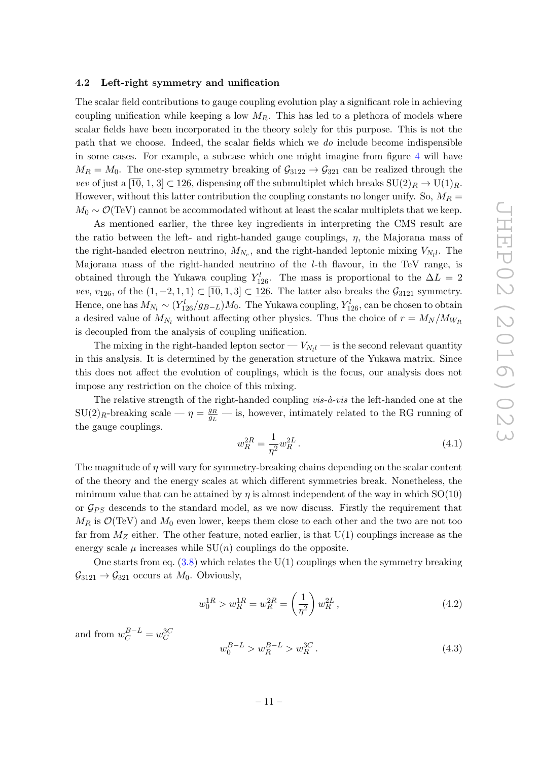### 4.2 Left-right symmetry and unification

The scalar field contributions to gauge coupling evolution play a significant role in achieving coupling unification while keeping a low $M_R$. This has led to a plethora of models where scalar fields have been incorporated in the theory solely for this purpose. This is not the path that we choose. Indeed, the scalar fields which we *do* include become indispensible in some cases. For example, a subcase which one might imagine from figure 4 will have $M_R = M_0$. The one-step symmetry breaking of $\mathcal{G}_{3122} \to \mathcal{G}_{321}$ can be realized through the *vev* of just a $[\overline{10}, 1, 3] \subset \underline{126}$, dispensing off the submultiplet which breaks $SU(2)_R \to U(1)_R$. However, without this latter contribution the coupling constants no longer unify. So, $M_R = M_0 \sim \mathcal{O}(\text{TeV})$ cannot be accommodated without at least the scalar multiplets that we keep.

As mentioned earlier, the three key ingredients in interpreting the CMS result are the ratio between the left- and right-handed gauge couplings, $\eta$, the Majorana mass of the right-handed electron neutrino, $M_{N_e}$, and the right-handed leptonic mixing $V_{N_l l}$. The Majorana mass of the right-handed neutrino of the $l$-th flavour, in the TeV range, is obtained through the Yukawa coupling $Y^l_{126}$. The mass is proportional to the $\Delta L = 2$ *vev*, $v_{126}$, of the $(1, -2, 1, 1) \subset [\overline{10}, 1, 3] \subset \underline{126}$. The latter also breaks the $\mathcal{G}_{3121}$ symmetry. Hence, one has $M_{N_l} \sim (Y^l_{126}/g_{B-L}) M_0$. The Yukawa coupling, $Y^l_{126}$, can be chosen to obtain a desired value of $M_{N_l}$ without affecting other physics. Thus the choice of $r = M_N/M_{W_R}$ is decoupled from the analysis of coupling unification.

The mixing in the right-handed lepton sector — $V_{N_l l}$ — is the second relevant quantity in this analysis. It is determined by the generation structure of the Yukawa matrix. Since this does not affect the evolution of couplings, which is the focus, our analysis does not impose any restriction on the choice of this mixing.

The relative strength of the right-handed coupling *vis-à-vis* the left-handed one at the $SU(2)_R$-breaking scale — $\eta = \frac{g_R}{g_L}$ — is, however, intimately related to the RG running of the gauge couplings.

$$w_R^{2R} = \frac{1}{\eta^2} w_R^{2L}\,. \tag{4.1}$$

The magnitude of $\eta$ will vary for symmetry-breaking chains depending on the scalar content of the theory and the energy scales at which different symmetries break. Nonetheless, the minimum value that can be attained by $\eta$ is almost independent of the way in which SO(10) or $\mathcal{G}_{PS}$ descends to the standard model, as we now discuss. Firstly the requirement that $M_R$ is $\mathcal{O}(\text{TeV})$ and $M_0$ even lower, keeps them close to each other and the two are not too far from $M_Z$ either. The other feature, noted earlier, is that U(1) couplings increase as the energy scale $\mu$ increases while SU($n$) couplings do the opposite.

One starts from eq. (3.8) which relates the U(1) couplings when the symmetry breaking $\mathcal{G}_{3121} \to \mathcal{G}_{321}$ occurs at $M_0$. Obviously,

$$w_0^{1R} > w_R^{1R} = w_R^{2R} = \left(\frac{1}{\eta^2}\right) w_R^{2L}\,, \tag{4.2}$$

and from $w_C^{B-L} = w_C^{3C}$

$$w_0^{B-L} > w_R^{B-L} > w_R^{3C}\,. \tag{4.3}$$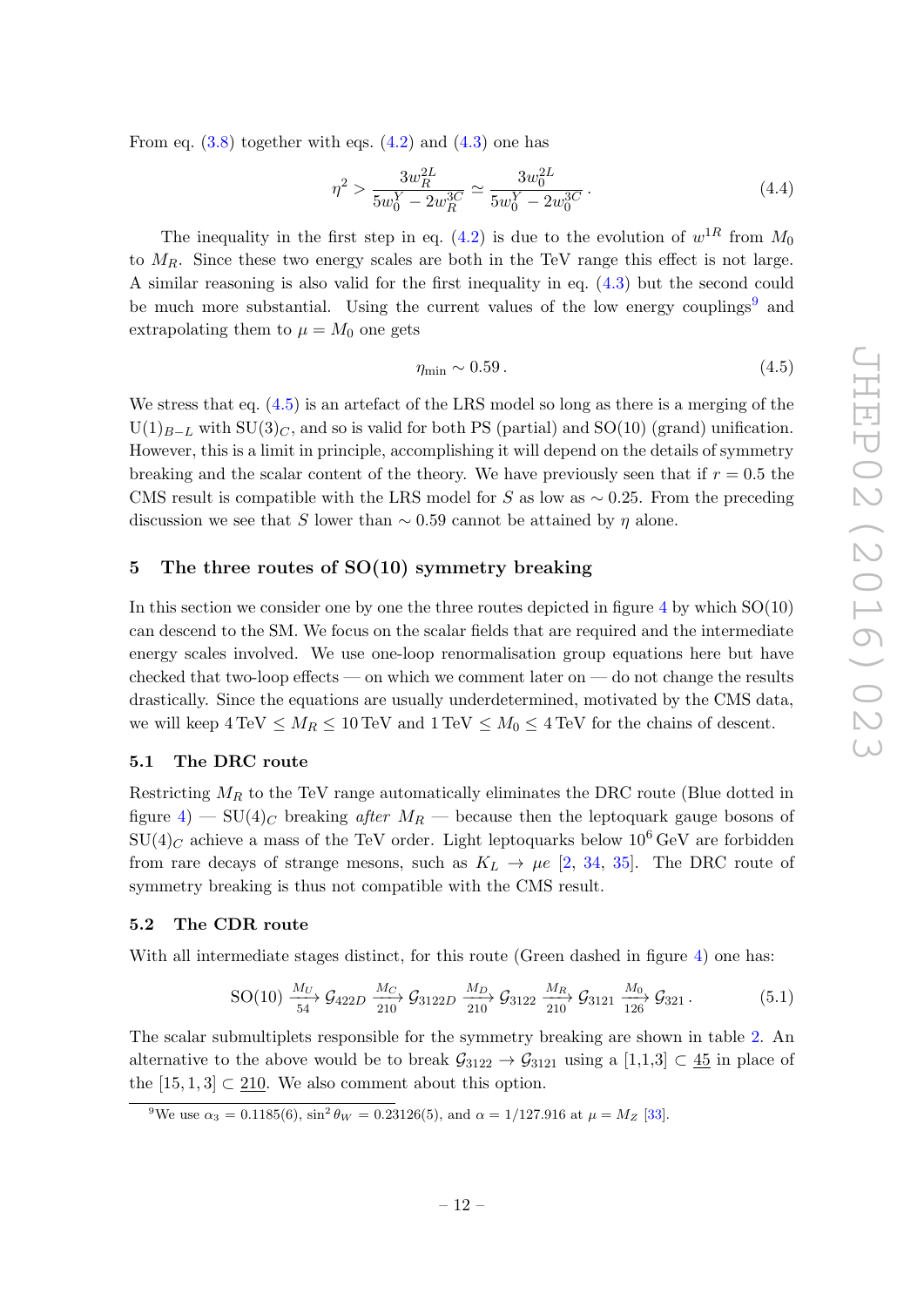From eq. (3.8) together with eqs. (4.2) and (4.3) one has

$$\eta^2 > \frac{3w_R^{2L}}{5w_0^Y - 2w_R^{3C}} \simeq \frac{3w_0^{2L}}{5w_0^Y - 2w_0^{3C}}\,. \tag{4.4}$$

The inequality in the first step in eq. (4.2) is due to the evolution of $w^{1R}$ from $M_0$ to $M_R$. Since these two energy scales are both in the TeV range this effect is not large. A similar reasoning is also valid for the first inequality in eq. (4.3) but the second could be much more substantial. Using the current values of the low energy couplings[9] and extrapolating them to $\mu = M_0$ one gets

$$\eta_{\rm min} \sim 0.59\,. \tag{4.5}$$

We stress that eq. (4.5) is an artefact of the LRS model so long as there is a merging of the $\mathrm{U}(1)_{B-L}$ with $\mathrm{SU}(3)_C$, and so is valid for both PS (partial) and SO(10) (grand) unification. However, this is a limit in principle, accomplishing it will depend on the details of symmetry breaking and the scalar content of the theory. We have previously seen that if $r = 0.5$ the CMS result is compatible with the LRS model for $S$ as low as $\sim 0.25$. From the preceding discussion we see that $S$ lower than $\sim 0.59$ cannot be attained by $\eta$ alone.

## 5 The three routes of SO(10) symmetry breaking

In this section we consider one by one the three routes depicted in figure 4 by which SO(10) can descend to the SM. We focus on the scalar fields that are required and the intermediate energy scales involved. We use one-loop renormalisation group equations here but have checked that two-loop effects — on which we comment later on — do not change the results drastically. Since the equations are usually underdetermined, motivated by the CMS data, we will keep $4\,\text{TeV} \leq M_R \leq 10\,\text{TeV}$ and $1\,\text{TeV} \leq M_0 \leq 4\,\text{TeV}$ for the chains of descent.

### 5.1 The DRC route

Restricting $M_R$ to the TeV range automatically eliminates the DRC route (Blue dotted in figure 4) — $\mathrm{SU}(4)_C$ breaking *after* $M_R$ — because then the leptoquark gauge bosons of $\mathrm{SU}(4)_C$ achieve a mass of the TeV order. Light leptoquarks below $10^6$ GeV are forbidden from rare decays of strange mesons, such as $K_L \to \mu e$ [2, 34, 35]. The DRC route of symmetry breaking is thus not compatible with the CMS result.

### 5.2 The CDR route

With all intermediate stages distinct, for this route (Green dashed in figure 4) one has:

$$\mathrm{SO(10)} \xrightarrow[54]{M_U} \mathcal{G}_{422D} \xrightarrow[210]{M_C} \mathcal{G}_{3122D} \xrightarrow[210]{M_D} \mathcal{G}_{3122} \xrightarrow[210]{M_R} \mathcal{G}_{3121} \xrightarrow[126]{M_0} \mathcal{G}_{321}\,. \tag{5.1}$$

The scalar submultiplets responsible for the symmetry breaking are shown in table 2. An alternative to the above would be to break $\mathcal{G}_{3122} \to \mathcal{G}_{3121}$ using a $[1,1,3] \subset \underline{45}$ in place of the $[15,1,3] \subset \underline{210}$. We also comment about this option.

---

[9] We use $\alpha_3 = 0.1185(6)$, $\sin^2\theta_W = 0.23126(5)$, and $\alpha = 1/127.916$ at $\mu = M_Z$ [33].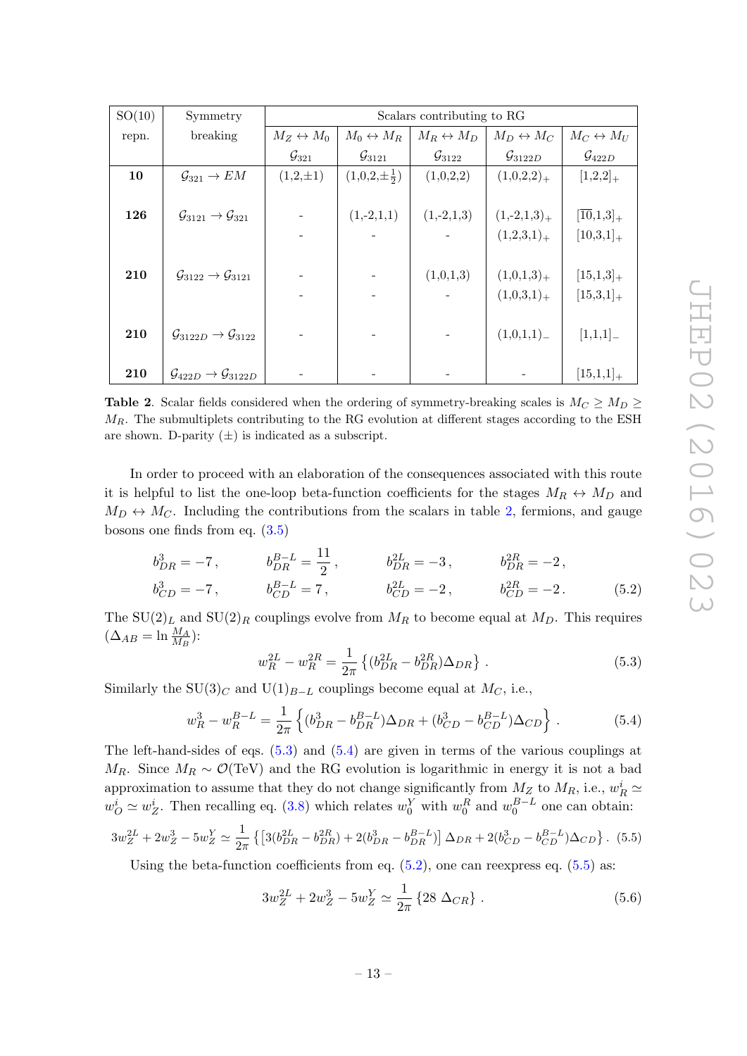| SO(10) repn. | Symmetry breaking | Scalars contributing to RG | | | | |
|---|---|---|---|---|---|---|
| | | $M_Z \leftrightarrow M_0$ | $M_0 \leftrightarrow M_R$ | $M_R \leftrightarrow M_D$ | $M_D \leftrightarrow M_C$ | $M_C \leftrightarrow M_U$ |
| | | $\mathcal{G}_{321}$ | $\mathcal{G}_{3121}$ | $\mathcal{G}_{3122}$ | $\mathcal{G}_{3122D}$ | $\mathcal{G}_{422D}$ |
| **10** | $\mathcal{G}_{321} \rightarrow EM$ | (1,2,$\pm$1) | (1,0,2,$\pm\frac{1}{2}$) | (1,0,2,2) | $(1,0,2,2)_+$ | $[1,2,2]_+$ |
| **126** | $\mathcal{G}_{3121} \rightarrow \mathcal{G}_{321}$ | - | (1,-2,1,1) | (1,-2,1,3) | $(1,-2,1,3)_+$ | $[\overline{10},1,3]_+$ |
| | | - | - | - | $(1,2,3,1)_+$ | $[10,3,1]_+$ |
| **210** | $\mathcal{G}_{3122} \rightarrow \mathcal{G}_{3121}$ | - | - | (1,0,1,3) | $(1,0,1,3)_+$ | $[15,1,3]_+$ |
| | | - | - | - | $(1,0,3,1)_+$ | $[15,3,1]_+$ |
| **210** | $\mathcal{G}_{3122D} \rightarrow \mathcal{G}_{3122}$ | - | - | - | $(1,0,1,1)_-$ | $[1,1,1]_-$ |
| **210** | $\mathcal{G}_{422D} \rightarrow \mathcal{G}_{3122D}$ | - | - | - | - | $[15,1,1]_+$ |

**Table 2**. Scalar fields considered when the ordering of symmetry-breaking scales is $M_C \geq M_D \geq M_R$. The submultiplets contributing to the RG evolution at different stages according to the ESH are shown. D-parity ($\pm$) is indicated as a subscript.

In order to proceed with an elaboration of the consequences associated with this route it is helpful to list the one-loop beta-function coefficients for the stages $M_R \leftrightarrow M_D$ and $M_D \leftrightarrow M_C$. Including the contributions from the scalars in table 2, fermions, and gauge bosons one finds from eq. (3.5)

$$\begin{aligned}
&b^3_{DR} = -7\,, \qquad b^{B-L}_{DR} = \frac{11}{2}\,, \qquad b^{2L}_{DR} = -3\,, \qquad b^{2R}_{DR} = -2\,, \\
&b^3_{CD} = -7\,, \qquad b^{B-L}_{CD} = 7\,, \qquad b^{2L}_{CD} = -2\,, \qquad b^{2R}_{CD} = -2\,.
\end{aligned} \tag{5.2}$$

The $SU(2)_L$ and $SU(2)_R$ couplings evolve from $M_R$ to become equal at $M_D$. This requires ($\Delta_{AB} = \ln \frac{M_A}{M_B}$):

$$w^{2L}_R - w^{2R}_R = \frac{1}{2\pi}\left\{(b^{2L}_{DR} - b^{2R}_{DR})\Delta_{DR}\right\}\,. \tag{5.3}$$

Similarly the $SU(3)_C$ and $U(1)_{B-L}$ couplings become equal at $M_C$, i.e.,

$$w^3_R - w^{B-L}_R = \frac{1}{2\pi}\left\{(b^3_{DR} - b^{B-L}_{DR})\Delta_{DR} + (b^3_{CD} - b^{B-L}_{CD})\Delta_{CD}\right\}\,. \tag{5.4}$$

The left-hand-sides of eqs. (5.3) and (5.4) are given in terms of the various couplings at $M_R$. Since $M_R \sim \mathcal{O}(\text{TeV})$ and the RG evolution is logarithmic in energy it is not a bad approximation to assume that they do not change significantly from $M_Z$ to $M_R$, i.e., $w^i_R \simeq w^i_O \simeq w^i_Z$. Then recalling eq. (3.8) which relates $w^Y_0$ with $w^R_0$ and $w^{B-L}_0$ one can obtain:

$$3w^{2L}_Z + 2w^3_Z - 5w^Y_Z \simeq \frac{1}{2\pi}\left\{\left[3(b^{2L}_{DR} - b^{2R}_{DR}) + 2(b^3_{DR} - b^{B-L}_{DR})\right]\Delta_{DR} + 2(b^3_{CD} - b^{B-L}_{CD})\Delta_{CD}\right\}\,. \tag{5.5}$$

Using the beta-function coefficients from eq. (5.2), one can reexpress eq. (5.5) as:

$$3w^{2L}_Z + 2w^3_Z - 5w^Y_Z \simeq \frac{1}{2\pi}\left\{28\;\Delta_{CR}\right\}\,. \tag{5.6}$$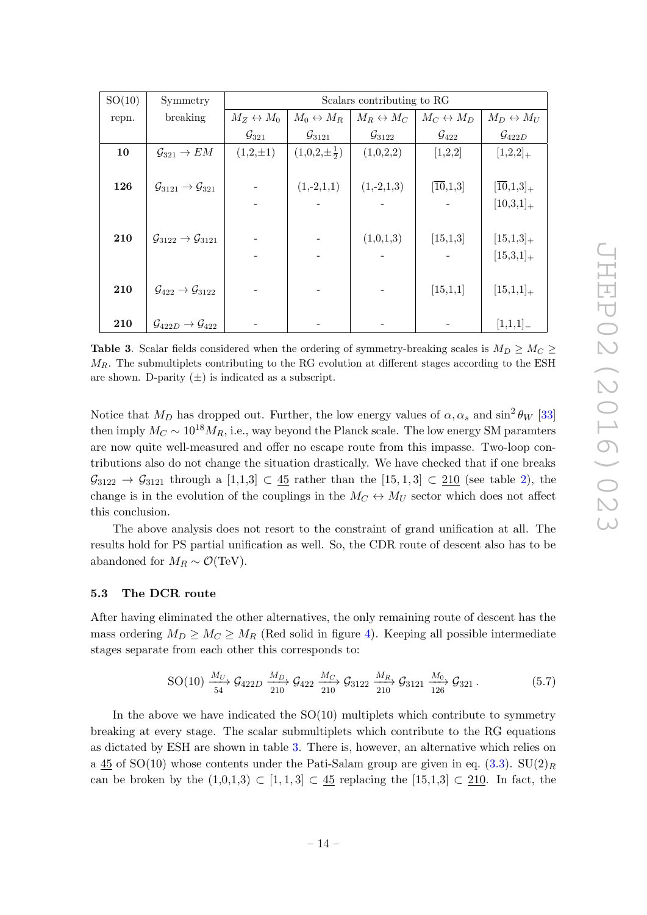| SO(10) | Symmetry | Scalars contributing to RG | | | | |
|---|---|---|---|---|---|---|
| repn. | breaking | $M_Z \leftrightarrow M_0$ | $M_0 \leftrightarrow M_R$ | $M_R \leftrightarrow M_C$ | $M_C \leftrightarrow M_D$ | $M_D \leftrightarrow M_U$ |
| | | $\mathcal{G}_{321}$ | $\mathcal{G}_{3121}$ | $\mathcal{G}_{3122}$ | $\mathcal{G}_{422}$ | $\mathcal{G}_{422D}$ |
| **10** | $\mathcal{G}_{321} \rightarrow EM$ | (1,2,±1) | (1,0,2,$\pm\frac{1}{2}$) | (1,0,2,2) | [1,2,2] | $[1,2,2]_+$ |
| **126** | $\mathcal{G}_{3121} \rightarrow \mathcal{G}_{321}$ | - | (1,-2,1,1) | (1,-2,1,3) | [$\overline{10}$,1,3] | $[\overline{10},1,3]_+$ |
| | | - | - | - | - | $[10,3,1]_+$ |
| **210** | $\mathcal{G}_{3122} \rightarrow \mathcal{G}_{3121}$ | - | - | (1,0,1,3) | [15,1,3] | $[15,1,3]_+$ |
| | | - | - | - | - | $[15,3,1]_+$ |
| **210** | $\mathcal{G}_{422} \rightarrow \mathcal{G}_{3122}$ | - | - | - | [15,1,1] | $[15,1,1]_+$ |
| **210** | $\mathcal{G}_{422D} \rightarrow \mathcal{G}_{422}$ | - | - | - | - | $[1,1,1]_-$ |

**Table 3**. Scalar fields considered when the ordering of symmetry-breaking scales is $M_D \geq M_C \geq M_R$. The submultiplets contributing to the RG evolution at different stages according to the ESH are shown. D-parity ($\pm$) is indicated as a subscript.

Notice that $M_D$ has dropped out. Further, the low energy values of $\alpha, \alpha_s$ and $\sin^2\theta_W$ [33] then imply $M_C \sim 10^{18} M_R$, i.e., way beyond the Planck scale. The low energy SM paramters are now quite well-measured and offer no escape route from this impasse. Two-loop contributions also do not change the situation drastically. We have checked that if one breaks $\mathcal{G}_{3122} \rightarrow \mathcal{G}_{3121}$ through a $[1,1,3] \subset \underline{45}$ rather than the $[15,1,3] \subset \underline{210}$ (see table 2), the change is in the evolution of the couplings in the $M_C \leftrightarrow M_U$ sector which does not affect this conclusion.

The above analysis does not resort to the constraint of grand unification at all. The results hold for PS partial unification as well. So, the CDR route of descent also has to be abandoned for $M_R \sim \mathcal{O}(\text{TeV})$.

### 5.3 The DCR route

After having eliminated the other alternatives, the only remaining route of descent has the mass ordering $M_D \geq M_C \geq M_R$ (Red solid in figure 4). Keeping all possible intermediate stages separate from each other this corresponds to:

$$\text{SO}(10) \xrightarrow[54]{M_U} \mathcal{G}_{422D} \xrightarrow[210]{M_D} \mathcal{G}_{422} \xrightarrow[210]{M_C} \mathcal{G}_{3122} \xrightarrow[210]{M_R} \mathcal{G}_{3121} \xrightarrow[126]{M_0} \mathcal{G}_{321}\,. \tag{5.7}$$

In the above we have indicated the SO(10) multiplets which contribute to symmetry breaking at every stage. The scalar submultiplets which contribute to the RG equations as dictated by ESH are shown in table 3. There is, however, an alternative which relies on a $\underline{45}$ of SO(10) whose contents under the Pati-Salam group are given in eq. (3.3). $\text{SU}(2)_R$ can be broken by the $(1,0,1,3) \subset [1,1,3] \subset \underline{45}$ replacing the $[15,1,3] \subset \underline{210}$. In fact, the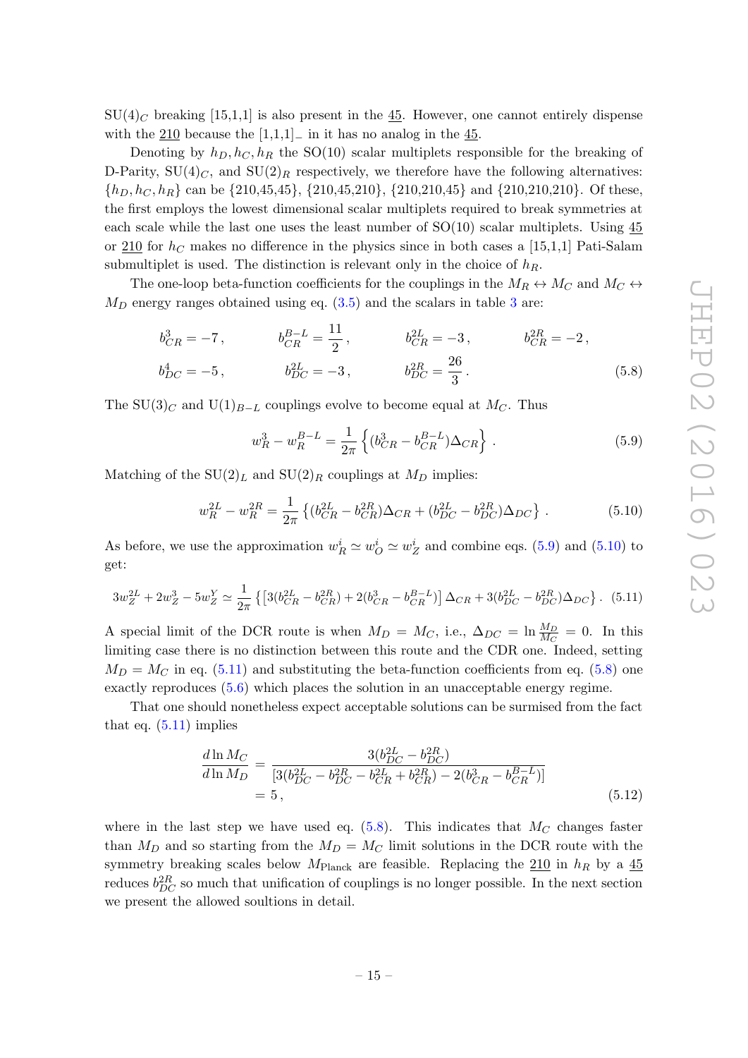$SU(4)_C$ breaking [15,1,1] is also present in the $\underline{45}$. However, one cannot entirely dispense with the $\underline{210}$ because the $[1,1,1]_-$ in it has no analog in the $\underline{45}$.

Denoting by $h_D, h_C, h_R$ the SO(10) scalar multiplets responsible for the breaking of D-Parity, $SU(4)_C$, and $SU(2)_R$ respectively, we therefore have the following alternatives: $\{h_D, h_C, h_R\}$ can be {210,45,45}, {210,45,210}, {210,210,45} and {210,210,210}. Of these, the first employs the lowest dimensional scalar multiplets required to break symmetries at each scale while the last one uses the least number of SO(10) scalar multiplets. Using $\underline{45}$ or $\underline{210}$ for $h_C$ makes no difference in the physics since in both cases a [15,1,1] Pati-Salam submultiplet is used. The distinction is relevant only in the choice of $h_R$.

The one-loop beta-function coefficients for the couplings in the $M_R \leftrightarrow M_C$ and $M_C \leftrightarrow M_D$ energy ranges obtained using eq. (3.5) and the scalars in table 3 are:

$$
\begin{aligned}
b^3_{CR} &= -7\,, \qquad & b^{B-L}_{CR} &= \frac{11}{2}\,, \qquad & b^{2L}_{CR} &= -3\,, \qquad & b^{2R}_{CR} &= -2\,, \\
b^4_{DC} &= -5\,, \qquad & b^{2L}_{DC} &= -3\,, \qquad & b^{2R}_{DC} &= \frac{26}{3}\,. & & 
\end{aligned} \tag{5.8}
$$

The $SU(3)_C$ and $U(1)_{B-L}$ couplings evolve to become equal at $M_C$. Thus

$$
w^3_R - w^{B-L}_R = \frac{1}{2\pi}\left\{(b^3_{CR} - b^{B-L}_{CR})\Delta_{CR}\right\}. \tag{5.9}
$$

Matching of the $SU(2)_L$ and $SU(2)_R$ couplings at $M_D$ implies:

$$
w^{2L}_R - w^{2R}_R = \frac{1}{2\pi}\left\{(b^{2L}_{CR} - b^{2R}_{CR})\Delta_{CR} + (b^{2L}_{DC} - b^{2R}_{DC})\Delta_{DC}\right\}. \tag{5.10}
$$

As before, we use the approximation $w^i_R \simeq w^i_O \simeq w^i_Z$ and combine eqs. (5.9) and (5.10) to get:

$$
3w^{2L}_Z + 2w^3_Z - 5w^Y_Z \simeq \frac{1}{2\pi}\left\{\left[3(b^{2L}_{CR} - b^{2R}_{CR}) + 2(b^3_{CR} - b^{B-L}_{CR})\right]\Delta_{CR} + 3(b^{2L}_{DC} - b^{2R}_{DC})\Delta_{DC}\right\}. \tag{5.11}
$$

A special limit of the DCR route is when $M_D = M_C$, i.e., $\Delta_{DC} = \ln\frac{M_D}{M_C} = 0$. In this limiting case there is no distinction between this route and the CDR one. Indeed, setting $M_D = M_C$ in eq. (5.11) and substituting the beta-function coefficients from eq. (5.8) one exactly reproduces (5.6) which places the solution in an unacceptable energy regime.

That one should nonetheless expect acceptable solutions can be surmised from the fact that eq. (5.11) implies

$$
\begin{aligned}
\frac{d\ln M_C}{d\ln M_D} &= \frac{3(b^{2L}_{DC} - b^{2R}_{DC})}{\left[3(b^{2L}_{DC} - b^{2R}_{DC} - b^{2L}_{CR} + b^{2R}_{CR}) - 2(b^3_{CR} - b^{B-L}_{CR})\right]} \\
&= 5\,,
\end{aligned} \tag{5.12}
$$

where in the last step we have used eq. (5.8). This indicates that $M_C$ changes faster than $M_D$ and so starting from the $M_D = M_C$ limit solutions in the DCR route with the symmetry breaking scales below $M_{\text{Planck}}$ are feasible. Replacing the $\underline{210}$ in $h_R$ by a $\underline{45}$ reduces $b^{2R}_{DC}$ so much that unification of couplings is no longer possible. In the next section we present the allowed soultions in detail.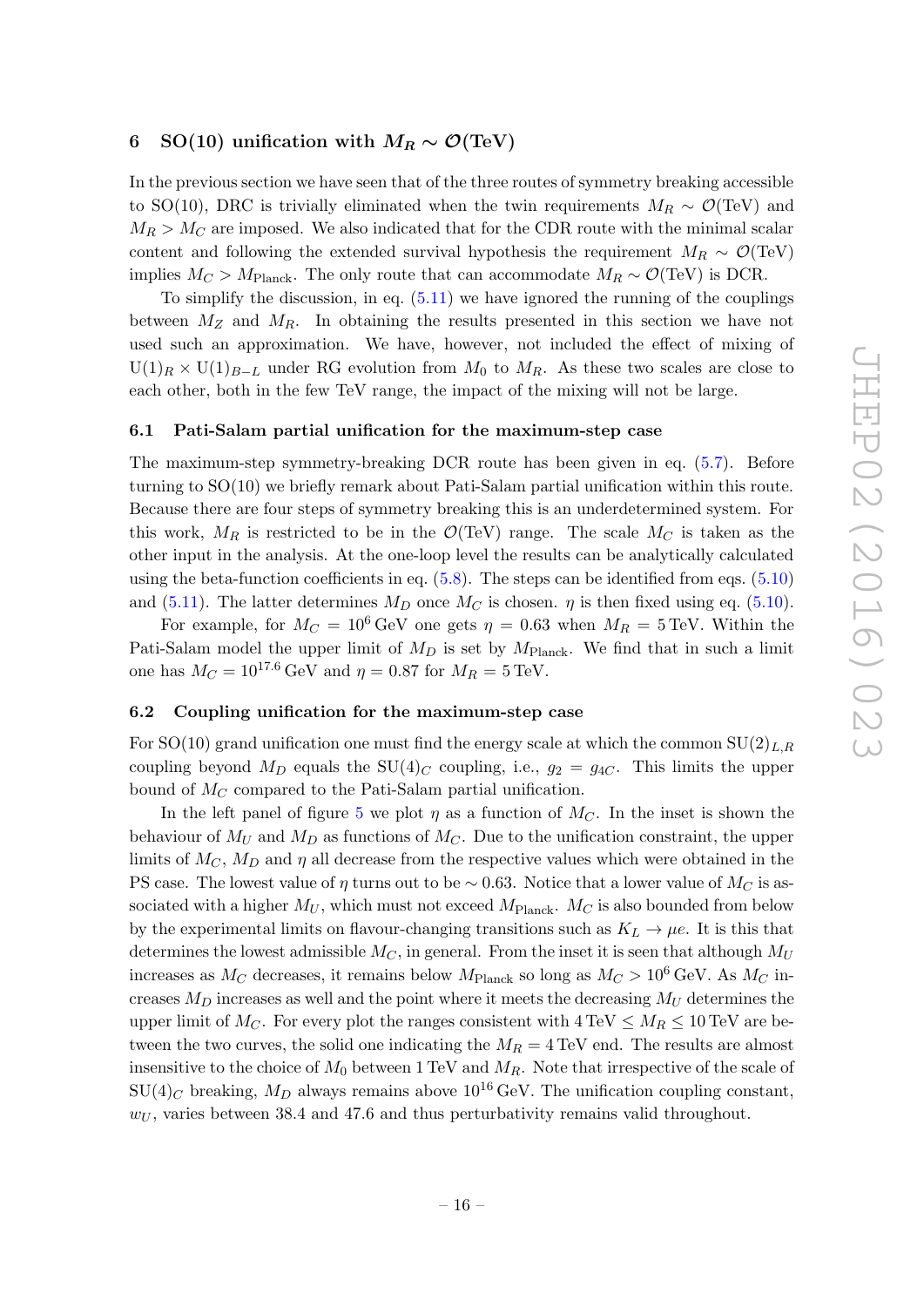## 6 SO(10) unification with $M_R \sim \mathcal{O}(\text{TeV})$

In the previous section we have seen that of the three routes of symmetry breaking accessible to SO(10), DRC is trivially eliminated when the twin requirements $M_R \sim \mathcal{O}(\text{TeV})$ and $M_R > M_C$ are imposed. We also indicated that for the CDR route with the minimal scalar content and following the extended survival hypothesis the requirement $M_R \sim \mathcal{O}(\text{TeV})$ implies $M_C > M_{\text{Planck}}$. The only route that can accommodate $M_R \sim \mathcal{O}(\text{TeV})$ is DCR.

To simplify the discussion, in eq. (5.11) we have ignored the running of the couplings between $M_Z$ and $M_R$. In obtaining the results presented in this section we have not used such an approximation. We have, however, not included the effect of mixing of $\text{U}(1)_R \times \text{U}(1)_{B-L}$ under RG evolution from $M_0$ to $M_R$. As these two scales are close to each other, both in the few TeV range, the impact of the mixing will not be large.

### 6.1 Pati-Salam partial unification for the maximum-step case

The maximum-step symmetry-breaking DCR route has been given in eq. (5.7). Before turning to SO(10) we briefly remark about Pati-Salam partial unification within this route. Because there are four steps of symmetry breaking this is an underdetermined system. For this work, $M_R$ is restricted to be in the $\mathcal{O}(\text{TeV})$ range. The scale $M_C$ is taken as the other input in the analysis. At the one-loop level the results can be analytically calculated using the beta-function coefficients in eq. (5.8). The steps can be identified from eqs. (5.10) and (5.11). The latter determines $M_D$ once $M_C$ is chosen. $\eta$ is then fixed using eq. (5.10).

For example, for $M_C = 10^6\,\text{GeV}$ one gets $\eta = 0.63$ when $M_R = 5\,\text{TeV}$. Within the Pati-Salam model the upper limit of $M_D$ is set by $M_{\text{Planck}}$. We find that in such a limit one has $M_C = 10^{17.6}\,\text{GeV}$ and $\eta = 0.87$ for $M_R = 5\,\text{TeV}$.

### 6.2 Coupling unification for the maximum-step case

For SO(10) grand unification one must find the energy scale at which the common $\text{SU}(2)_{L,R}$ coupling beyond $M_D$ equals the $\text{SU}(4)_C$ coupling, i.e., $g_2 = g_{4C}$. This limits the upper bound of $M_C$ compared to the Pati-Salam partial unification.

In the left panel of figure 5 we plot $\eta$ as a function of $M_C$. In the inset is shown the behaviour of $M_U$ and $M_D$ as functions of $M_C$. Due to the unification constraint, the upper limits of $M_C$, $M_D$ and $\eta$ all decrease from the respective values which were obtained in the PS case. The lowest value of $\eta$ turns out to be $\sim 0.63$. Notice that a lower value of $M_C$ is associated with a higher $M_U$, which must not exceed $M_{\text{Planck}}$. $M_C$ is also bounded from below by the experimental limits on flavour-changing transitions such as $K_L \to \mu e$. It is this that determines the lowest admissible $M_C$, in general. From the inset it is seen that although $M_U$ increases as $M_C$ decreases, it remains below $M_{\text{Planck}}$ so long as $M_C > 10^6\,\text{GeV}$. As $M_C$ increases $M_D$ increases as well and the point where it meets the decreasing $M_U$ determines the upper limit of $M_C$. For every plot the ranges consistent with $4\,\text{TeV} \leq M_R \leq 10\,\text{TeV}$ are between the two curves, the solid one indicating the $M_R = 4\,\text{TeV}$ end. The results are almost insensitive to the choice of $M_0$ between 1 TeV and $M_R$. Note that irrespective of the scale of $\text{SU}(4)_C$ breaking, $M_D$ always remains above $10^{16}\,\text{GeV}$. The unification coupling constant, $w_U$, varies between 38.4 and 47.6 and thus perturbativity remains valid throughout.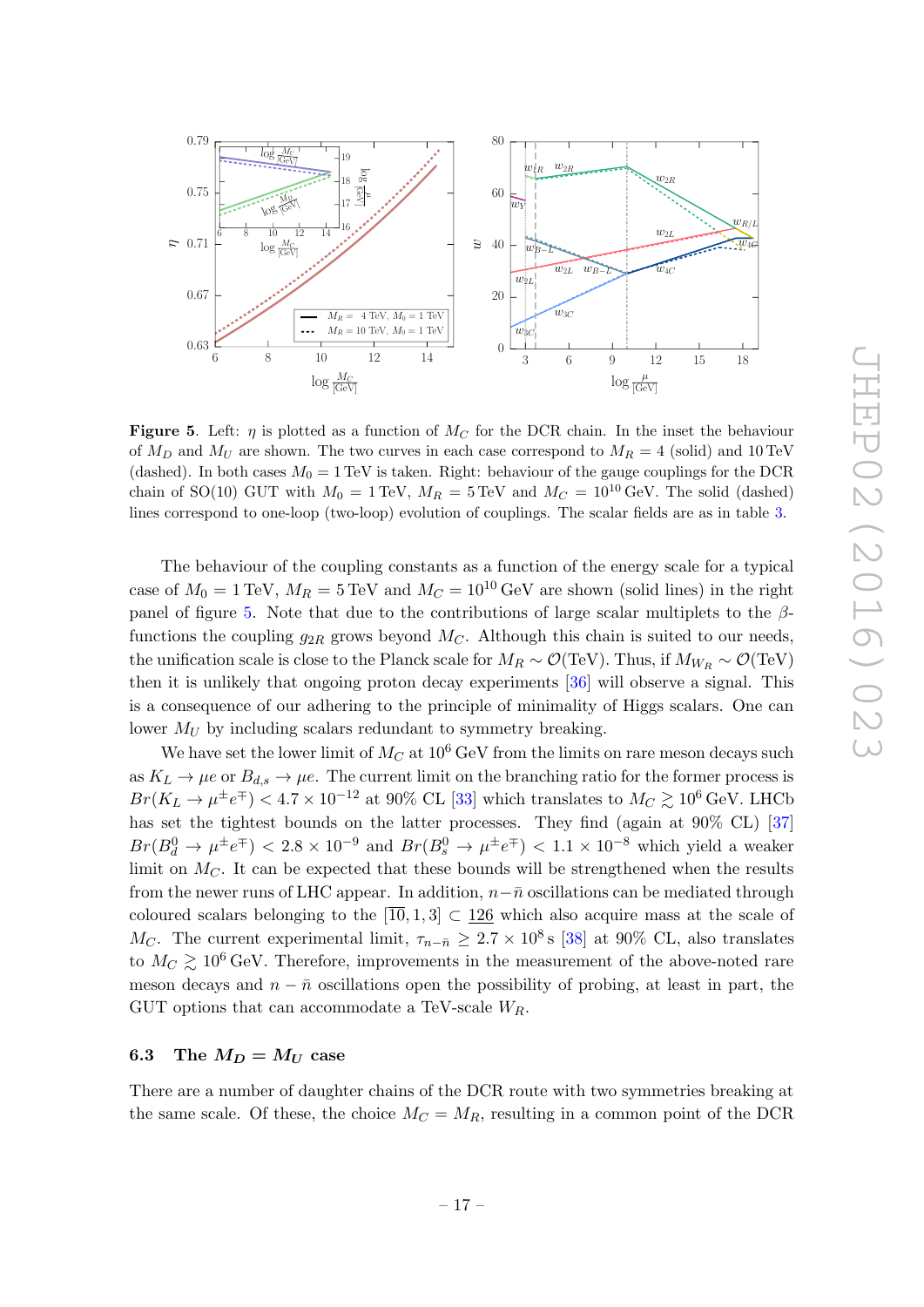**Figure 5**. Left: $\eta$ is plotted as a function of $M_C$ for the DCR chain. In the inset the behaviour of $M_D$ and $M_U$ are shown. The two curves in each case correspond to $M_R = 4$ (solid) and 10 TeV (dashed). In both cases $M_0 = 1$ TeV is taken. Right: behaviour of the gauge couplings for the DCR chain of SO(10) GUT with $M_0 = 1$ TeV, $M_R = 5$ TeV and $M_C = 10^{10}$ GeV. The solid (dashed) lines correspond to one-loop (two-loop) evolution of couplings. The scalar fields are as in table 3.

The behaviour of the coupling constants as a function of the energy scale for a typical case of $M_0 = 1$ TeV, $M_R = 5$ TeV and $M_C = 10^{10}$ GeV are shown (solid lines) in the right panel of figure 5. Note that due to the contributions of large scalar multiplets to the $\beta$-functions the coupling $g_{2R}$ grows beyond $M_C$. Although this chain is suited to our needs, the unification scale is close to the Planck scale for $M_R \sim \mathcal{O}(\text{TeV})$. Thus, if $M_{W_R} \sim \mathcal{O}(\text{TeV})$ then it is unlikely that ongoing proton decay experiments [36] will observe a signal. This is a consequence of our adhering to the principle of minimality of Higgs scalars. One can lower $M_U$ by including scalars redundant to symmetry breaking.

We have set the lower limit of $M_C$ at $10^6$ GeV from the limits on rare meson decays such as $K_L \to \mu e$ or $B_{d,s} \to \mu e$. The current limit on the branching ratio for the former process is $Br(K_L \to \mu^\pm e^\mp) < 4.7 \times 10^{-12}$ at 90% CL [33] which translates to $M_C \gtrsim 10^6$ GeV. LHCb has set the tightest bounds on the latter processes. They find (again at 90% CL) [37] $Br(B_d^0 \to \mu^\pm e^\mp) < 2.8 \times 10^{-9}$ and $Br(B_s^0 \to \mu^\pm e^\mp) < 1.1 \times 10^{-8}$ which yield a weaker limit on $M_C$. It can be expected that these bounds will be strengthened when the results from the newer runs of LHC appear. In addition, $n-\bar{n}$ oscillations can be mediated through coloured scalars belonging to the $[\overline{10}, 1, 3] \subset \underline{126}$ which also acquire mass at the scale of $M_C$. The current experimental limit, $\tau_{n-\bar{n}} \geq 2.7 \times 10^8$ s [38] at 90% CL, also translates to $M_C \gtrsim 10^6$ GeV. Therefore, improvements in the measurement of the above-noted rare meson decays and $n - \bar{n}$ oscillations open the possibility of probing, at least in part, the GUT options that can accommodate a TeV-scale $W_R$.

### 6.3 The $M_D = M_U$ case

There are a number of daughter chains of the DCR route with two symmetries breaking at the same scale. Of these, the choice $M_C = M_R$, resulting in a common point of the DCR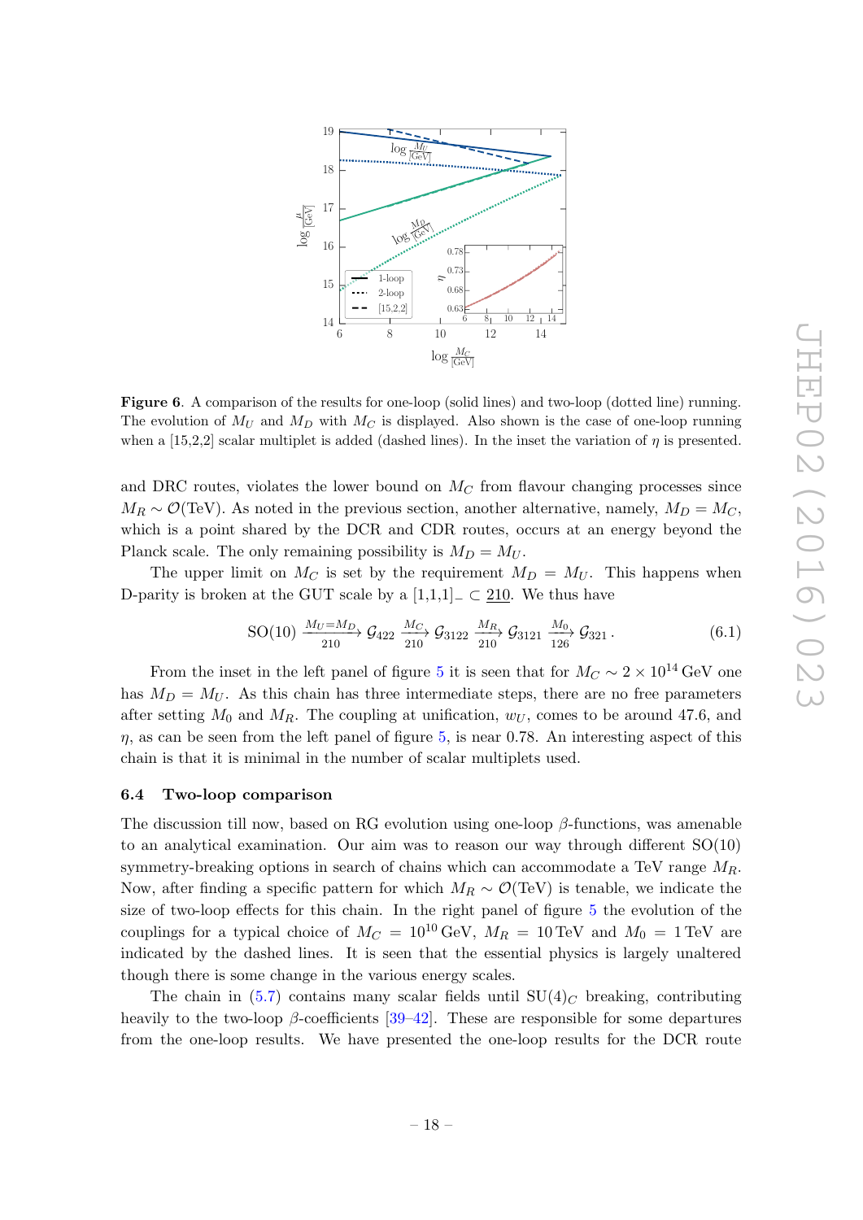**Figure 6**. A comparison of the results for one-loop (solid lines) and two-loop (dotted line) running. The evolution of $M_U$ and $M_D$ with $M_C$ is displayed. Also shown is the case of one-loop running when a [15,2,2] scalar multiplet is added (dashed lines). In the inset the variation of $\eta$ is presented.

and DRC routes, violates the lower bound on $M_C$ from flavour changing processes since $M_R \sim \mathcal{O}(\text{TeV})$. As noted in the previous section, another alternative, namely, $M_D = M_C$, which is a point shared by the DCR and CDR routes, occurs at an energy beyond the Planck scale. The only remaining possibility is $M_D = M_U$.

The upper limit on $M_C$ is set by the requirement $M_D = M_U$. This happens when D-parity is broken at the GUT scale by a $[1,1,1]_- \subset \underline{210}$. We thus have

$$\text{SO}(10) \xrightarrow[210]{M_U=M_D} \mathcal{G}_{422} \xrightarrow[210]{M_C} \mathcal{G}_{3122} \xrightarrow[210]{M_R} \mathcal{G}_{3121} \xrightarrow[126]{M_0} \mathcal{G}_{321}\,. \tag{6.1}$$

From the inset in the left panel of figure 5 it is seen that for $M_C \sim 2 \times 10^{14}$ GeV one has $M_D = M_U$. As this chain has three intermediate steps, there are no free parameters after setting $M_0$ and $M_R$. The coupling at unification, $w_U$, comes to be around 47.6, and $\eta$, as can be seen from the left panel of figure 5, is near 0.78. An interesting aspect of this chain is that it is minimal in the number of scalar multiplets used.

### 6.4 Two-loop comparison

The discussion till now, based on RG evolution using one-loop $\beta$-functions, was amenable to an analytical examination. Our aim was to reason our way through different SO(10) symmetry-breaking options in search of chains which can accommodate a TeV range $M_R$. Now, after finding a specific pattern for which $M_R \sim \mathcal{O}(\text{TeV})$ is tenable, we indicate the size of two-loop effects for this chain. In the right panel of figure 5 the evolution of the couplings for a typical choice of $M_C = 10^{10}$ GeV, $M_R = 10$ TeV and $M_0 = 1$ TeV are indicated by the dashed lines. It is seen that the essential physics is largely unaltered though there is some change in the various energy scales.

The chain in (5.7) contains many scalar fields until $\text{SU}(4)_C$ breaking, contributing heavily to the two-loop $\beta$-coefficients [39–42]. These are responsible for some departures from the one-loop results. We have presented the one-loop results for the DCR route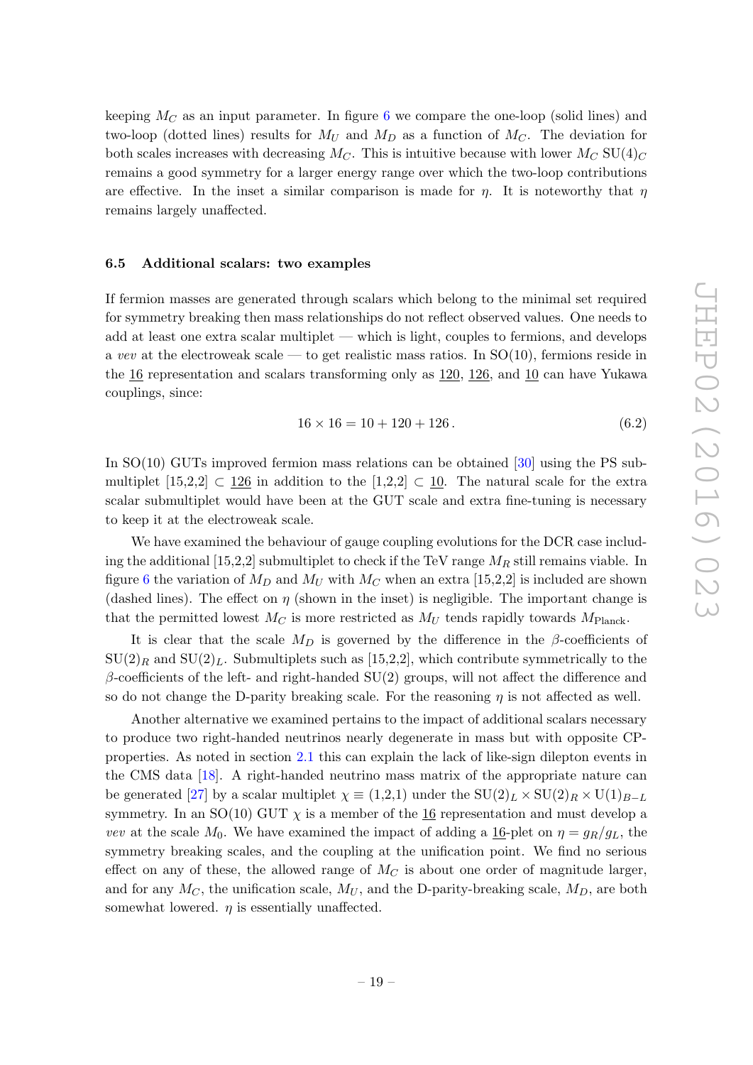keeping $M_C$ as an input parameter. In figure 6 we compare the one-loop (solid lines) and two-loop (dotted lines) results for $M_U$ and $M_D$ as a function of $M_C$. The deviation for both scales increases with decreasing $M_C$. This is intuitive because with lower $M_C$ $SU(4)_C$ remains a good symmetry for a larger energy range over which the two-loop contributions are effective. In the inset a similar comparison is made for $\eta$. It is noteworthy that $\eta$ remains largely unaffected.

### 6.5 Additional scalars: two examples

If fermion masses are generated through scalars which belong to the minimal set required for symmetry breaking then mass relationships do not reflect observed values. One needs to add at least one extra scalar multiplet — which is light, couples to fermions, and develops a *vev* at the electroweak scale — to get realistic mass ratios. In SO(10), fermions reside in the $\underline{16}$ representation and scalars transforming only as $\underline{120}$, $\underline{126}$, and $\underline{10}$ can have Yukawa couplings, since:

$$16 \times 16 = 10 + 120 + 126\,. \tag{6.2}$$

In SO(10) GUTs improved fermion mass relations can be obtained [30] using the PS submultiplet [15,2,2] $\subset \underline{126}$ in addition to the [1,2,2] $\subset \underline{10}$. The natural scale for the extra scalar submultiplet would have been at the GUT scale and extra fine-tuning is necessary to keep it at the electroweak scale.

We have examined the behaviour of gauge coupling evolutions for the DCR case including the additional [15,2,2] submultiplet to check if the TeV range $M_R$ still remains viable. In figure 6 the variation of $M_D$ and $M_U$ with $M_C$ when an extra [15,2,2] is included are shown (dashed lines). The effect on $\eta$ (shown in the inset) is negligible. The important change is that the permitted lowest $M_C$ is more restricted as $M_U$ tends rapidly towards $M_{\text{Planck}}$.

It is clear that the scale $M_D$ is governed by the difference in the $\beta$-coefficients of $SU(2)_R$ and $SU(2)_L$. Submultiplets such as [15,2,2], which contribute symmetrically to the $\beta$-coefficients of the left- and right-handed SU(2) groups, will not affect the difference and so do not change the D-parity breaking scale. For the reasoning $\eta$ is not affected as well.

Another alternative we examined pertains to the impact of additional scalars necessary to produce two right-handed neutrinos nearly degenerate in mass but with opposite CP-properties. As noted in section 2.1 this can explain the lack of like-sign dilepton events in the CMS data [18]. A right-handed neutrino mass matrix of the appropriate nature can be generated [27] by a scalar multiplet $\chi \equiv (1,2,1)$ under the $SU(2)_L \times SU(2)_R \times U(1)_{B-L}$ symmetry. In an SO(10) GUT $\chi$ is a member of the $\underline{16}$ representation and must develop a *vev* at the scale $M_0$. We have examined the impact of adding a $\underline{16}$-plet on $\eta = g_R/g_L$, the symmetry breaking scales, and the coupling at the unification point. We find no serious effect on any of these, the allowed range of $M_C$ is about one order of magnitude larger, and for any $M_C$, the unification scale, $M_U$, and the D-parity-breaking scale, $M_D$, are both somewhat lowered. $\eta$ is essentially unaffected.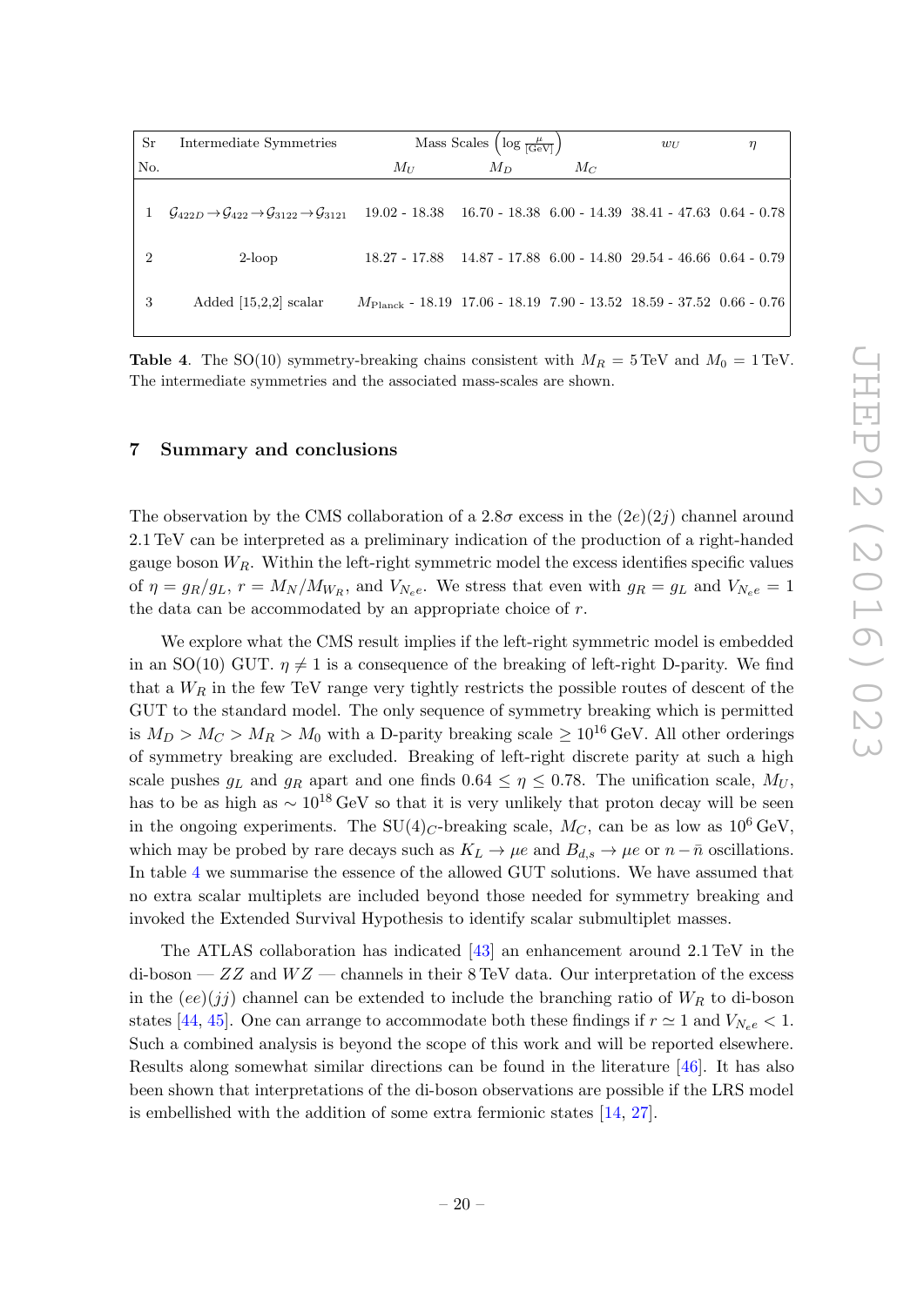| Sr No. | Intermediate Symmetries | Mass Scales $\left(\log \frac{\mu}{[\text{GeV}]}\right)$ | | | $w_U$ | $\eta$ |
|---|---|---|---|---|---|---|
| | | $M_U$ | $M_D$ | $M_C$ | | |
| 1 | $\mathcal{G}_{422D} \rightarrow \mathcal{G}_{422} \rightarrow \mathcal{G}_{3122} \rightarrow \mathcal{G}_{3121}$ | 19.02 - 18.38 | 16.70 - 18.38 | 6.00 - 14.39 | 38.41 - 47.63 | 0.64 - 0.78 |
| 2 | 2-loop | 18.27 - 17.88 | 14.87 - 17.88 | 6.00 - 14.80 | 29.54 - 46.66 | 0.64 - 0.79 |
| 3 | Added [15,2,2] scalar | $M_{\text{Planck}}$ - 18.19 | 17.06 - 18.19 | 7.90 - 13.52 | 18.59 - 37.52 | 0.66 - 0.76 |

**Table 4**. The SO(10) symmetry-breaking chains consistent with $M_R = 5\,\text{TeV}$ and $M_0 = 1\,\text{TeV}$. The intermediate symmetries and the associated mass-scales are shown.

## 7 Summary and conclusions

The observation by the CMS collaboration of a $2.8\sigma$ excess in the $(2e)(2j)$ channel around 2.1 TeV can be interpreted as a preliminary indication of the production of a right-handed gauge boson $W_R$. Within the left-right symmetric model the excess identifies specific values of $\eta = g_R/g_L$, $r = M_N/M_{W_R}$, and $V_{N_e e}$. We stress that even with $g_R = g_L$ and $V_{N_e e} = 1$ the data can be accommodated by an appropriate choice of $r$.

We explore what the CMS result implies if the left-right symmetric model is embedded in an SO(10) GUT. $\eta \neq 1$ is a consequence of the breaking of left-right D-parity. We find that a $W_R$ in the few TeV range very tightly restricts the possible routes of descent of the GUT to the standard model. The only sequence of symmetry breaking which is permitted is $M_D > M_C > M_R > M_0$ with a D-parity breaking scale $\geq 10^{16}\,\text{GeV}$. All other orderings of symmetry breaking are excluded. Breaking of left-right discrete parity at such a high scale pushes $g_L$ and $g_R$ apart and one finds $0.64 \leq \eta \leq 0.78$. The unification scale, $M_U$, has to be as high as $\sim 10^{18}\,\text{GeV}$ so that it is very unlikely that proton decay will be seen in the ongoing experiments. The $\text{SU}(4)_C$-breaking scale, $M_C$, can be as low as $10^6\,\text{GeV}$, which may be probed by rare decays such as $K_L \rightarrow \mu e$ and $B_{d,s} \rightarrow \mu e$ or $n - \bar{n}$ oscillations. In table 4 we summarise the essence of the allowed GUT solutions. We have assumed that no extra scalar multiplets are included beyond those needed for symmetry breaking and invoked the Extended Survival Hypothesis to identify scalar submultiplet masses.

The ATLAS collaboration has indicated [43] an enhancement around 2.1 TeV in the di-boson — $ZZ$ and $WZ$ — channels in their 8 TeV data. Our interpretation of the excess in the $(ee)(jj)$ channel can be extended to include the branching ratio of $W_R$ to di-boson states [44, 45]. One can arrange to accommodate both these findings if $r \simeq 1$ and $V_{N_e e} < 1$. Such a combined analysis is beyond the scope of this work and will be reported elsewhere. Results along somewhat similar directions can be found in the literature [46]. It has also been shown that interpretations of the di-boson observations are possible if the LRS model is embellished with the addition of some extra fermionic states [14, 27].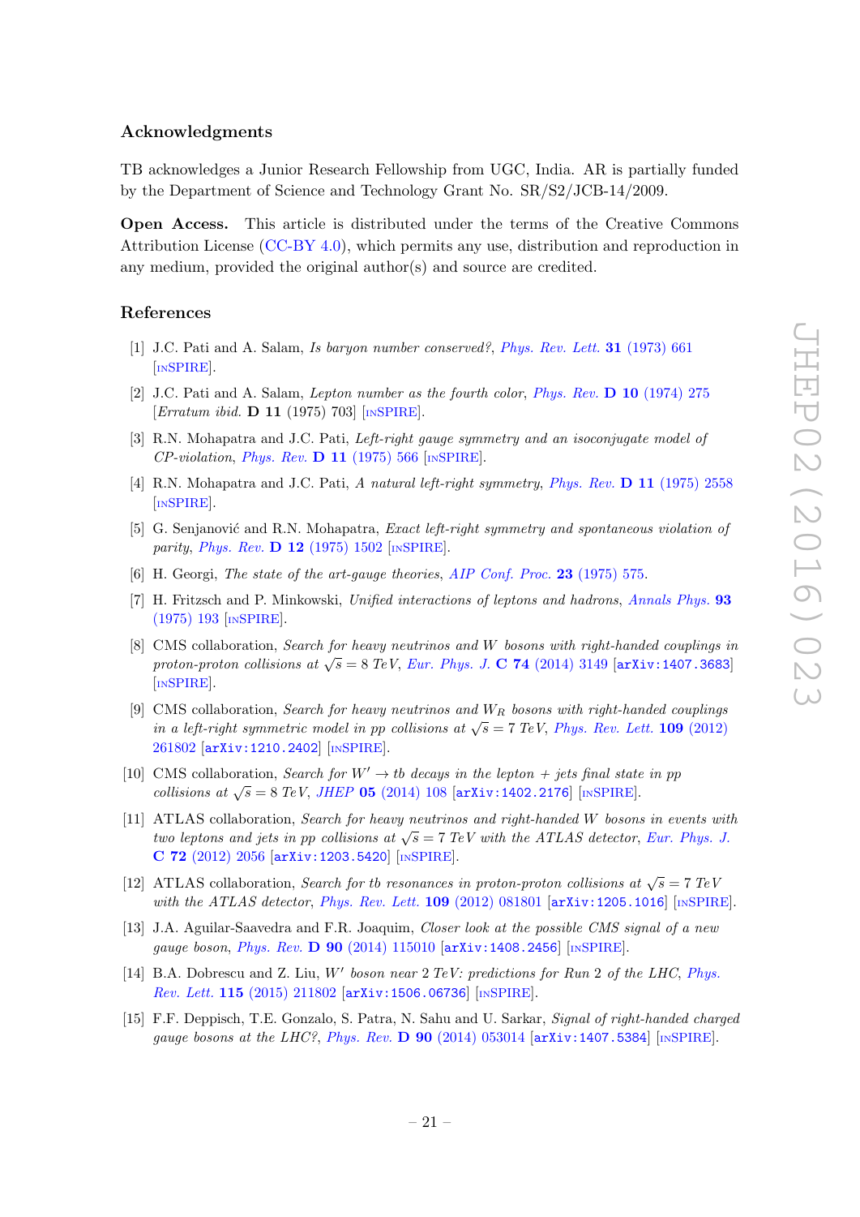## Acknowledgments

TB acknowledges a Junior Research Fellowship from UGC, India. AR is partially funded by the Department of Science and Technology Grant No. SR/S2/JCB-14/2009.

**Open Access.** This article is distributed under the terms of the Creative Commons Attribution License (CC-BY 4.0), which permits any use, distribution and reproduction in any medium, provided the original author(s) and source are credited.

## References

[1] J.C. Pati and A. Salam, *Is baryon number conserved?*, *Phys. Rev. Lett.* **31** (1973) 661 [INSPIRE].

[2] J.C. Pati and A. Salam, *Lepton number as the fourth color*, *Phys. Rev.* **D 10** (1974) 275 [*Erratum ibid.* **D 11** (1975) 703] [INSPIRE].

[3] R.N. Mohapatra and J.C. Pati, *Left-right gauge symmetry and an isoconjugate model of CP-violation*, *Phys. Rev.* **D 11** (1975) 566 [INSPIRE].

[4] R.N. Mohapatra and J.C. Pati, *A natural left-right symmetry*, *Phys. Rev.* **D 11** (1975) 2558 [INSPIRE].

[5] G. Senjanović and R.N. Mohapatra, *Exact left-right symmetry and spontaneous violation of parity*, *Phys. Rev.* **D 12** (1975) 1502 [INSPIRE].

[6] H. Georgi, *The state of the art-gauge theories*, *AIP Conf. Proc.* **23** (1975) 575.

[7] H. Fritzsch and P. Minkowski, *Unified interactions of leptons and hadrons*, *Annals Phys.* **93** (1975) 193 [INSPIRE].

[8] CMS collaboration, *Search for heavy neutrinos and W bosons with right-handed couplings in proton-proton collisions at $\sqrt{s} = 8$ TeV*, *Eur. Phys. J.* **C 74** (2014) 3149 [arXiv:1407.3683] [INSPIRE].

[9] CMS collaboration, *Search for heavy neutrinos and $W_R$ bosons with right-handed couplings in a left-right symmetric model in pp collisions at $\sqrt{s} = 7$ TeV*, *Phys. Rev. Lett.* **109** (2012) 261802 [arXiv:1210.2402] [INSPIRE].

[10] CMS collaboration, *Search for $W' \to tb$ decays in the lepton + jets final state in pp collisions at $\sqrt{s} = 8$ TeV*, *JHEP* **05** (2014) 108 [arXiv:1402.2176] [INSPIRE].

[11] ATLAS collaboration, *Search for heavy neutrinos and right-handed W bosons in events with two leptons and jets in pp collisions at $\sqrt{s} = 7$ TeV with the ATLAS detector*, *Eur. Phys. J.* **C 72** (2012) 2056 [arXiv:1203.5420] [INSPIRE].

[12] ATLAS collaboration, *Search for tb resonances in proton-proton collisions at $\sqrt{s} = 7$ TeV with the ATLAS detector*, *Phys. Rev. Lett.* **109** (2012) 081801 [arXiv:1205.1016] [INSPIRE].

[13] J.A. Aguilar-Saavedra and F.R. Joaquim, *Closer look at the possible CMS signal of a new gauge boson*, *Phys. Rev.* **D 90** (2014) 115010 [arXiv:1408.2456] [INSPIRE].

[14] B.A. Dobrescu and Z. Liu, *$W'$ boson near 2 TeV: predictions for Run 2 of the LHC*, *Phys. Rev. Lett.* **115** (2015) 211802 [arXiv:1506.06736] [INSPIRE].

[15] F.F. Deppisch, T.E. Gonzalo, S. Patra, N. Sahu and U. Sarkar, *Signal of right-handed charged gauge bosons at the LHC?*, *Phys. Rev.* **D 90** (2014) 053014 [arXiv:1407.5384] [INSPIRE].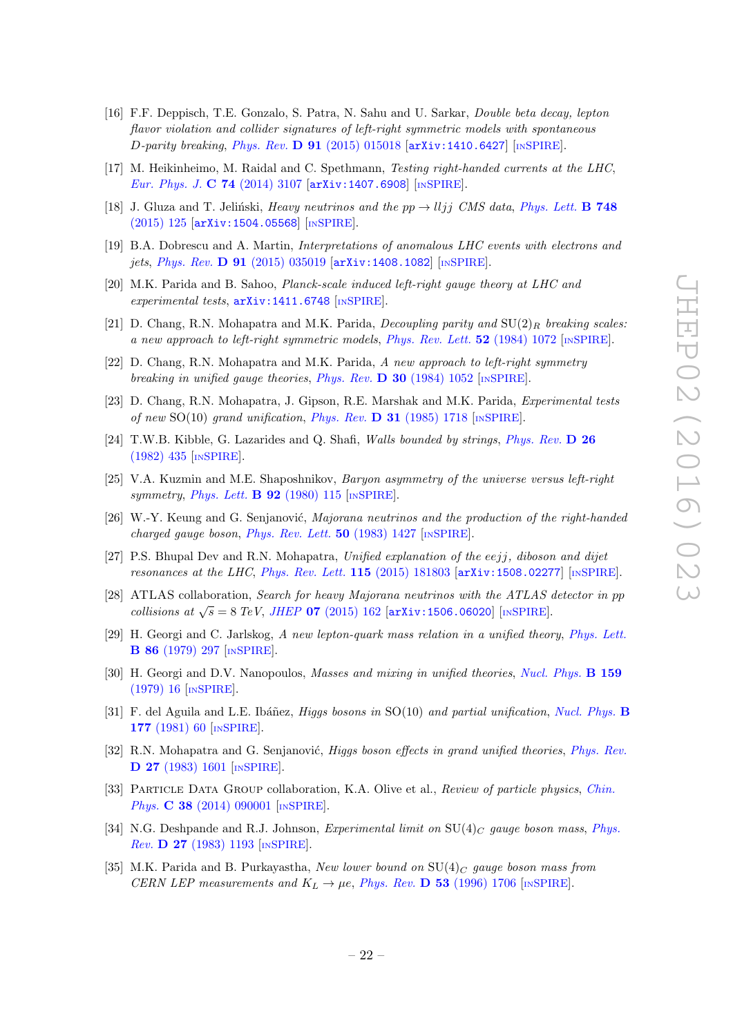[16] F.F. Deppisch, T.E. Gonzalo, S. Patra, N. Sahu and U. Sarkar, *Double beta decay, lepton flavor violation and collider signatures of left-right symmetric models with spontaneous D-parity breaking*, Phys. Rev. **D 91** (2015) 015018 [arXiv:1410.6427] [INSPIRE].

[17] M. Heikinheimo, M. Raidal and C. Spethmann, *Testing right-handed currents at the LHC*, Eur. Phys. J. **C 74** (2014) 3107 [arXiv:1407.6908] [INSPIRE].

[18] J. Gluza and T. Jeliński, *Heavy neutrinos and the $pp \to lljj$ CMS data*, Phys. Lett. **B 748** (2015) 125 [arXiv:1504.05568] [INSPIRE].

[19] B.A. Dobrescu and A. Martin, *Interpretations of anomalous LHC events with electrons and jets*, Phys. Rev. **D 91** (2015) 035019 [arXiv:1408.1082] [INSPIRE].

[20] M.K. Parida and B. Sahoo, *Planck-scale induced left-right gauge theory at LHC and experimental tests*, arXiv:1411.6748 [INSPIRE].

[21] D. Chang, R.N. Mohapatra and M.K. Parida, *Decoupling parity and $SU(2)_R$ breaking scales: a new approach to left-right symmetric models*, Phys. Rev. Lett. **52** (1984) 1072 [INSPIRE].

[22] D. Chang, R.N. Mohapatra and M.K. Parida, *A new approach to left-right symmetry breaking in unified gauge theories*, Phys. Rev. **D 30** (1984) 1052 [INSPIRE].

[23] D. Chang, R.N. Mohapatra, J. Gipson, R.E. Marshak and M.K. Parida, *Experimental tests of new SO(10) grand unification*, Phys. Rev. **D 31** (1985) 1718 [INSPIRE].

[24] T.W.B. Kibble, G. Lazarides and Q. Shafi, *Walls bounded by strings*, Phys. Rev. **D 26** (1982) 435 [INSPIRE].

[25] V.A. Kuzmin and M.E. Shaposhnikov, *Baryon asymmetry of the universe versus left-right symmetry*, Phys. Lett. **B 92** (1980) 115 [INSPIRE].

[26] W.-Y. Keung and G. Senjanović, *Majorana neutrinos and the production of the right-handed charged gauge boson*, Phys. Rev. Lett. **50** (1983) 1427 [INSPIRE].

[27] P.S. Bhupal Dev and R.N. Mohapatra, *Unified explanation of the eejj, diboson and dijet resonances at the LHC*, Phys. Rev. Lett. **115** (2015) 181803 [arXiv:1508.02277] [INSPIRE].

[28] ATLAS collaboration, *Search for heavy Majorana neutrinos with the ATLAS detector in pp collisions at $\sqrt{s} = 8$ TeV*, JHEP **07** (2015) 162 [arXiv:1506.06020] [INSPIRE].

[29] H. Georgi and C. Jarlskog, *A new lepton-quark mass relation in a unified theory*, Phys. Lett. **B 86** (1979) 297 [INSPIRE].

[30] H. Georgi and D.V. Nanopoulos, *Masses and mixing in unified theories*, Nucl. Phys. **B 159** (1979) 16 [INSPIRE].

[31] F. del Aguila and L.E. Ibáñez, *Higgs bosons in SO(10) and partial unification*, Nucl. Phys. **B 177** (1981) 60 [INSPIRE].

[32] R.N. Mohapatra and G. Senjanović, *Higgs boson effects in grand unified theories*, Phys. Rev. **D 27** (1983) 1601 [INSPIRE].

[33] Particle Data Group collaboration, K.A. Olive et al., *Review of particle physics*, Chin. Phys. **C 38** (2014) 090001 [INSPIRE].

[34] N.G. Deshpande and R.J. Johnson, *Experimental limit on $SU(4)_C$ gauge boson mass*, Phys. Rev. **D 27** (1983) 1193 [INSPIRE].

[35] M.K. Parida and B. Purkayastha, *New lower bound on $SU(4)_C$ gauge boson mass from CERN LEP measurements and $K_L \to \mu e$*, Phys. Rev. **D 53** (1996) 1706 [INSPIRE].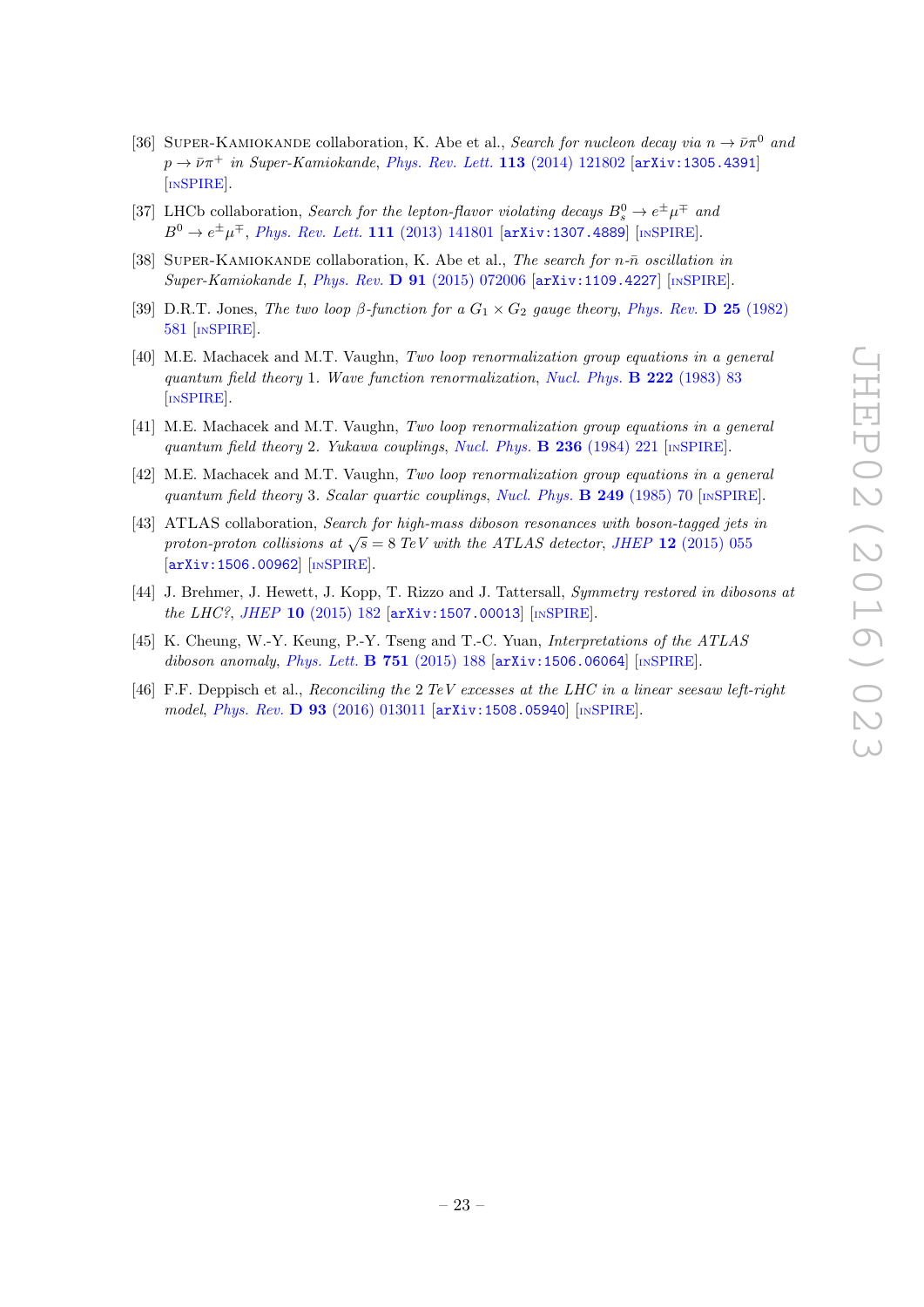[36] Super-Kamiokande collaboration, K. Abe et al., *Search for nucleon decay via $n \to \bar{\nu}\pi^0$ and $p \to \bar{\nu}\pi^+$ in Super-Kamiokande*, *Phys. Rev. Lett.* **113** (2014) 121802 [arXiv:1305.4391] [INSPIRE].

[37] LHCb collaboration, *Search for the lepton-flavor violating decays $B_s^0 \to e^\pm\mu^\mp$ and $B^0 \to e^\pm\mu^\mp$*, *Phys. Rev. Lett.* **111** (2013) 141801 [arXiv:1307.4889] [INSPIRE].

[38] Super-Kamiokande collaboration, K. Abe et al., *The search for $n$-$\bar{n}$ oscillation in Super-Kamiokande I*, *Phys. Rev.* **D 91** (2015) 072006 [arXiv:1109.4227] [INSPIRE].

[39] D.R.T. Jones, *The two loop $\beta$-function for a $G_1 \times G_2$ gauge theory*, *Phys. Rev.* **D 25** (1982) 581 [INSPIRE].

[40] M.E. Machacek and M.T. Vaughn, *Two loop renormalization group equations in a general quantum field theory 1. Wave function renormalization*, *Nucl. Phys.* **B 222** (1983) 83 [INSPIRE].

[41] M.E. Machacek and M.T. Vaughn, *Two loop renormalization group equations in a general quantum field theory 2. Yukawa couplings*, *Nucl. Phys.* **B 236** (1984) 221 [INSPIRE].

[42] M.E. Machacek and M.T. Vaughn, *Two loop renormalization group equations in a general quantum field theory 3. Scalar quartic couplings*, *Nucl. Phys.* **B 249** (1985) 70 [INSPIRE].

[43] ATLAS collaboration, *Search for high-mass diboson resonances with boson-tagged jets in proton-proton collisions at $\sqrt{s} = 8$ TeV with the ATLAS detector*, *JHEP* **12** (2015) 055 [arXiv:1506.00962] [INSPIRE].

[44] J. Brehmer, J. Hewett, J. Kopp, T. Rizzo and J. Tattersall, *Symmetry restored in dibosons at the LHC?*, *JHEP* **10** (2015) 182 [arXiv:1507.00013] [INSPIRE].

[45] K. Cheung, W.-Y. Keung, P.-Y. Tseng and T.-C. Yuan, *Interpretations of the ATLAS diboson anomaly*, *Phys. Lett.* **B 751** (2015) 188 [arXiv:1506.06064] [INSPIRE].

[46] F.F. Deppisch et al., *Reconciling the 2 TeV excesses at the LHC in a linear seesaw left-right model*, *Phys. Rev.* **D 93** (2016) 013011 [arXiv:1508.05940] [INSPIRE].